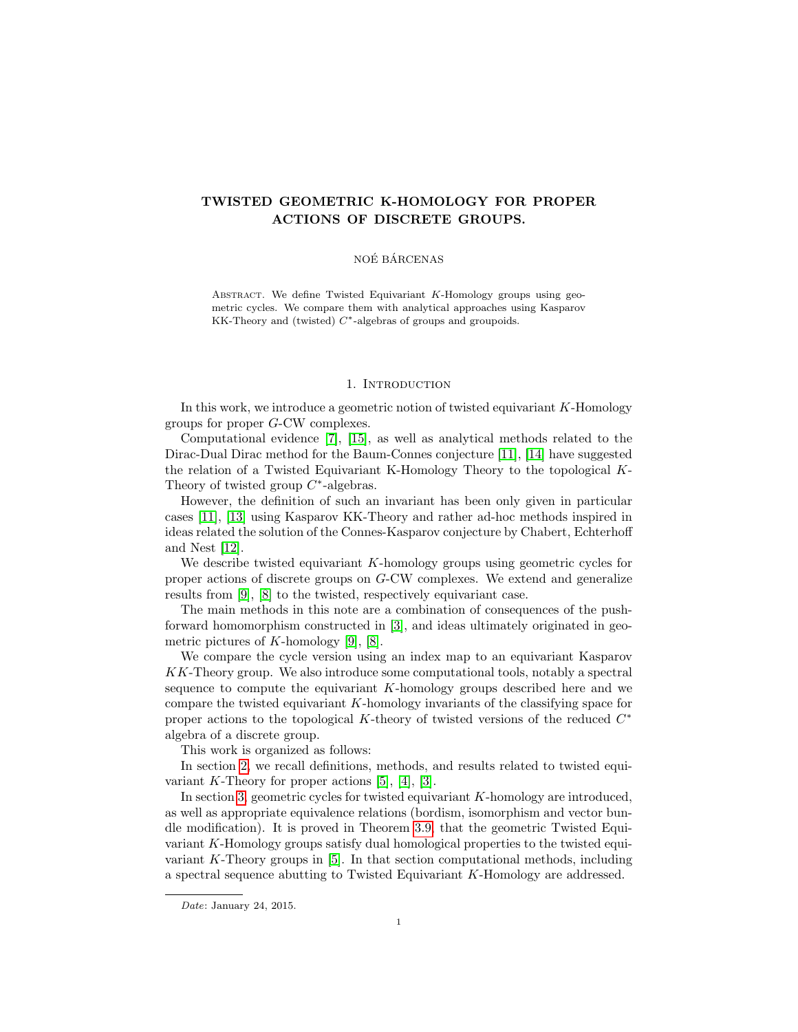# TWISTED GEOMETRIC K-HOMOLOGY FOR PROPER ACTIONS OF DISCRETE GROUPS.

NOÉ BÁRCENAS

Abstract. We define Twisted Equivariant $K$-Homology groups using geometric cycles. We compare them with analytical approaches using Kasparov KK-Theory and (twisted) $C^*$-algebras of groups and groupoids.

## 1. Introduction

In this work, we introduce a geometric notion of twisted equivariant $K$-Homology groups for proper $G$-CW complexes.

Computational evidence [7], [15], as well as analytical methods related to the Dirac-Dual Dirac method for the Baum-Connes conjecture [11], [14] have suggested the relation of a Twisted Equivariant K-Homology Theory to the topological $K$-Theory of twisted group $C^*$-algebras.

However, the definition of such an invariant has been only given in particular cases [11], [13] using Kasparov KK-Theory and rather ad-hoc methods inspired in ideas related the solution of the Connes-Kasparov conjecture by Chabert, Echterhoff and Nest [12].

We describe twisted equivariant $K$-homology groups using geometric cycles for proper actions of discrete groups on $G$-CW complexes. We extend and generalize results from [9], [8] to the twisted, respectively equivariant case.

The main methods in this note are a combination of consequences of the push-forward homomorphism constructed in [3], and ideas ultimately originated in geometric pictures of $K$-homology [9], [8].

We compare the cycle version using an index map to an equivariant Kasparov $KK$-Theory group. We also introduce some computational tools, notably a spectral sequence to compute the equivariant $K$-homology groups described here and we compare the twisted equivariant $K$-homology invariants of the classifying space for proper actions to the topological $K$-theory of twisted versions of the reduced $C^*$ algebra of a discrete group.

This work is organized as follows:

In section 2, we recall definitions, methods, and results related to twisted equivariant $K$-Theory for proper actions [5], [4], [3].

In section 3, geometric cycles for twisted equivariant $K$-homology are introduced, as well as appropriate equivalence relations (bordism, isomorphism and vector bundle modification). It is proved in Theorem 3.9, that the geometric Twisted Equivariant $K$-Homology groups satisfy dual homological properties to the twisted equivariant $K$-Theory groups in [5]. In that section computational methods, including a spectral sequence abutting to Twisted Equivariant $K$-Homology are addressed.

*Date*: January 24, 2015.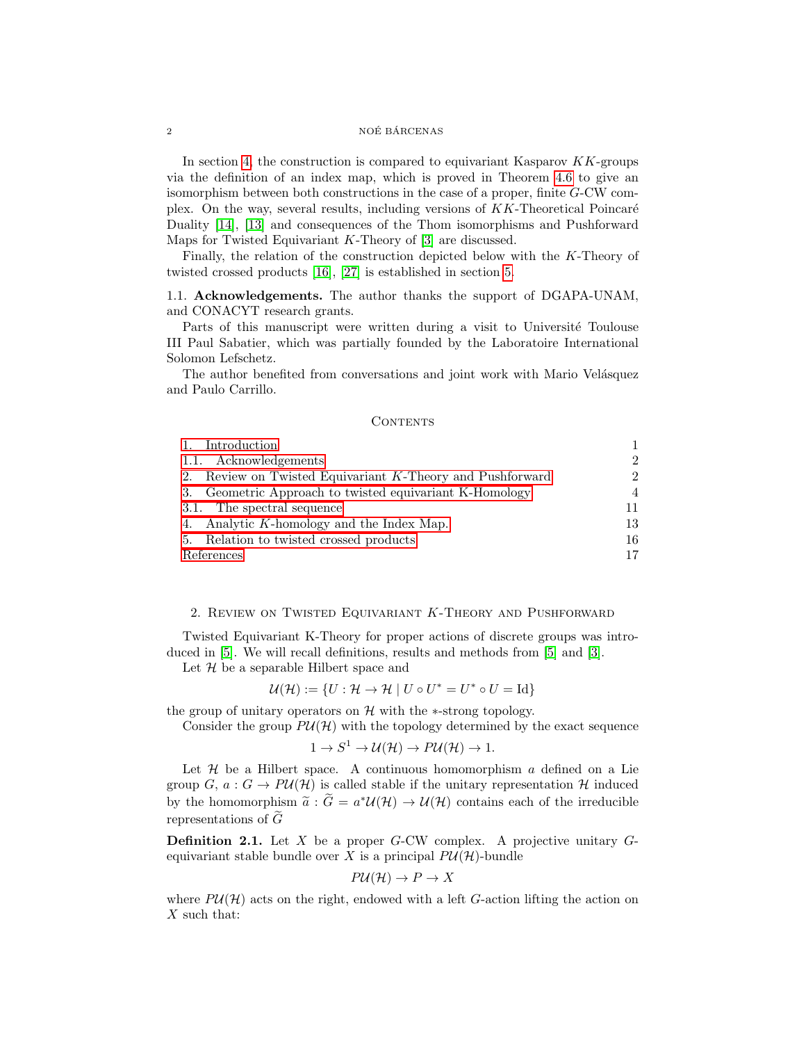In section 4, the construction is compared to equivariant Kasparov $KK$-groups via the definition of an index map, which is proved in Theorem 4.6 to give an isomorphism between both constructions in the case of a proper, finite $G$-CW complex. On the way, several results, including versions of $KK$-Theoretical Poincaré Duality [14], [13] and consequences of the Thom isomorphisms and Pushforward Maps for Twisted Equivariant $K$-Theory of [3] are discussed.

Finally, the relation of the construction depicted below with the $K$-Theory of twisted crossed products [16], [27] is established in section 5.

### 1.1. Acknowledgements.

The author thanks the support of DGAPA-UNAM, and CONACYT research grants.

Parts of this manuscript were written during a visit to Université Toulouse III Paul Sabatier, which was partially founded by the Laboratoire International Solomon Lefschetz.

The author benefited from conversations and joint work with Mario Velásquez and Paulo Carrillo.

## Contents

| | |
|---|---|
| 1. Introduction | 1 |
| 1.1. Acknowledgements | 2 |
| 2. Review on Twisted Equivariant $K$-Theory and Pushforward | 2 |
| 3. Geometric Approach to twisted equivariant K-Homology | 4 |
| 3.1. The spectral sequence | 11 |
| 4. Analytic $K$-homology and the Index Map. | 13 |
| 5. Relation to twisted crossed products | 16 |
| References | 17 |

## 2. Review on Twisted Equivariant $K$-Theory and Pushforward

Twisted Equivariant K-Theory for proper actions of discrete groups was introduced in [5]. We will recall definitions, results and methods from [5] and [3].

Let $\mathcal{H}$ be a separable Hilbert space and

$$\mathcal{U}(\mathcal{H}) := \{U : \mathcal{H} \to \mathcal{H} \mid U \circ U^* = U^* \circ U = \mathrm{Id}\}$$

the group of unitary operators on $\mathcal{H}$ with the $*$-strong topology.

Consider the group $P\mathcal{U}(\mathcal{H})$ with the topology determined by the exact sequence

$$1 \to S^1 \to \mathcal{U}(\mathcal{H}) \to P\mathcal{U}(\mathcal{H}) \to 1.$$

Let $\mathcal{H}$ be a Hilbert space. A continuous homomorphism $a$ defined on a Lie group $G$, $a : G \to P\mathcal{U}(\mathcal{H})$ is called stable if the unitary representation $\mathcal{H}$ induced by the homomorphism $\widetilde{a} : \widetilde{G} = a^*\mathcal{U}(\mathcal{H}) \to \mathcal{U}(\mathcal{H})$ contains each of the irreducible representations of $\widetilde{G}$

**Definition 2.1.** Let $X$ be a proper $G$-CW complex. A projective unitary $G$-equivariant stable bundle over $X$ is a principal $P\mathcal{U}(\mathcal{H})$-bundle

$$P\mathcal{U}(\mathcal{H}) \to P \to X$$

where $P\mathcal{U}(\mathcal{H})$ acts on the right, endowed with a left $G$-action lifting the action on $X$ such that: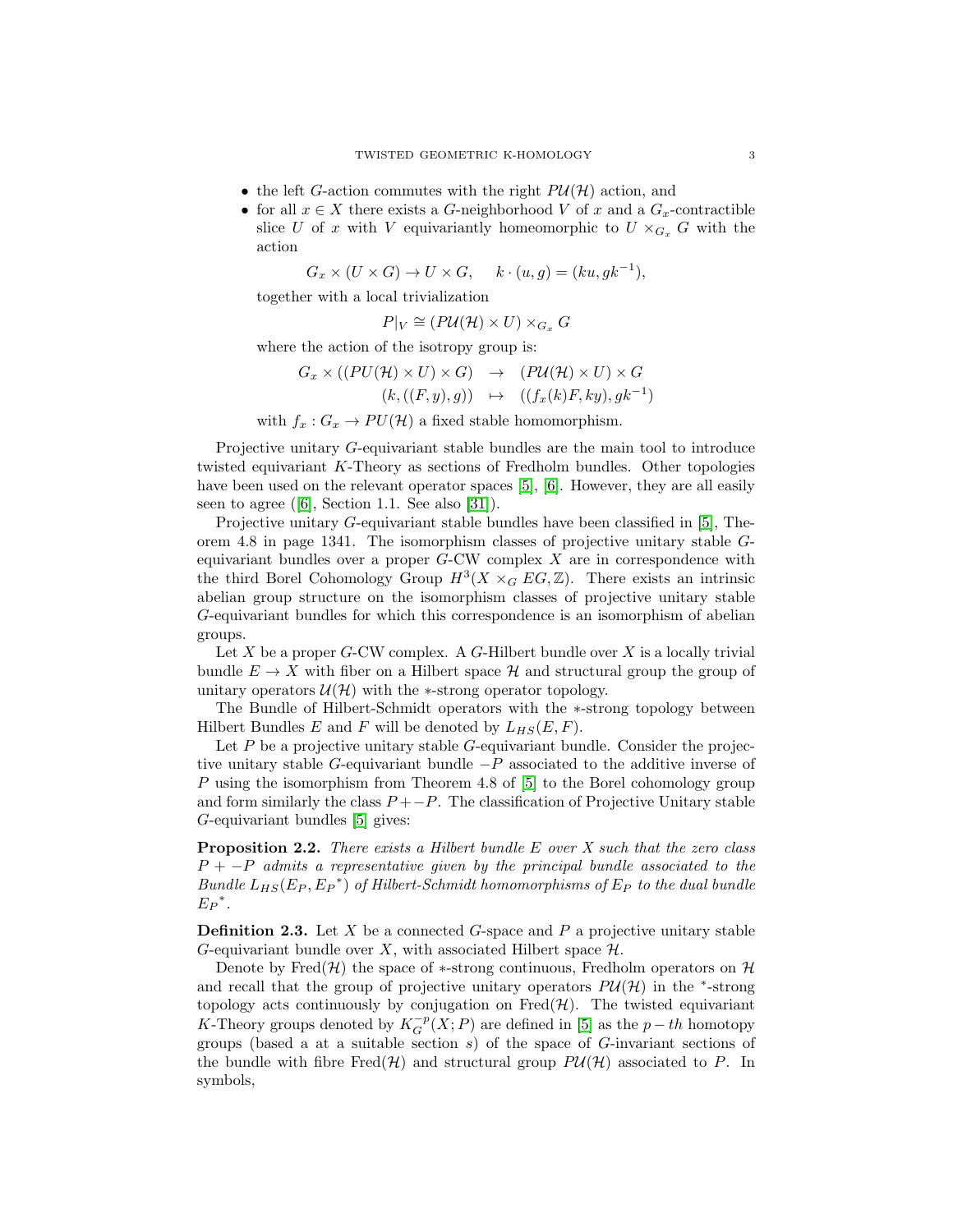- the left $G$-action commutes with the right $P\mathcal{U}(\mathcal{H})$ action, and
- for all $x \in X$ there exists a $G$-neighborhood $V$ of $x$ and a $G_x$-contractible slice $U$ of $x$ with $V$ equivariantly homeomorphic to $U \times_{G_x} G$ with the action

$$G_x \times (U \times G) \to U \times G, \quad k \cdot (u, g) = (ku, gk^{-1}),$$

together with a local trivialization

$$P|_V \cong (P\mathcal{U}(\mathcal{H}) \times U) \times_{G_x} G$$

where the action of the isotropy group is:

$$\begin{array}{rcl} G_x \times ((PU(\mathcal{H}) \times U) \times G) & \to & (P\mathcal{U}(\mathcal{H}) \times U) \times G \\ (k, ((F, y), g)) & \mapsto & ((f_x(k)F, ky), gk^{-1}) \end{array}$$

with $f_x : G_x \to PU(\mathcal{H})$ a fixed stable homomorphism.

Projective unitary $G$-equivariant stable bundles are the main tool to introduce twisted equivariant $K$-Theory as sections of Fredholm bundles. Other topologies have been used on the relevant operator spaces [5], [6]. However, they are all easily seen to agree ([6], Section 1.1. See also [31]).

Projective unitary $G$-equivariant stable bundles have been classified in [5], Theorem 4.8 in page 1341. The isomorphism classes of projective unitary stable $G$-equivariant bundles over a proper $G$-CW complex $X$ are in correspondence with the third Borel Cohomology Group $H^3(X \times_G EG, \mathbb{Z})$. There exists an intrinsic abelian group structure on the isomorphism classes of projective unitary stable $G$-equivariant bundles for which this correspondence is an isomorphism of abelian groups.

Let $X$ be a proper $G$-CW complex. A $G$-Hilbert bundle over $X$ is a locally trivial bundle $E \to X$ with fiber on a Hilbert space $\mathcal{H}$ and structural group the group of unitary operators $\mathcal{U}(\mathcal{H})$ with the $*$-strong operator topology.

The Bundle of Hilbert-Schmidt operators with the $*$-strong topology between Hilbert Bundles $E$ and $F$ will be denoted by $L_{HS}(E, F)$.

Let $P$ be a projective unitary stable $G$-equivariant bundle. Consider the projective unitary stable $G$-equivariant bundle $-P$ associated to the additive inverse of $P$ using the isomorphism from Theorem 4.8 of [5] to the Borel cohomology group and form similarly the class $P + -P$. The classification of Projective Unitary stable $G$-equivariant bundles [5] gives:

**Proposition 2.2.** *There exists a Hilbert bundle $E$ over $X$ such that the zero class $P + -P$ admits a representative given by the principal bundle associated to the Bundle $L_{HS}(E_P, {E_P}^*)$ of Hilbert-Schmidt homomorphisms of $E_P$ to the dual bundle ${E_P}^*$.*

**Definition 2.3.** Let $X$ be a connected $G$-space and $P$ a projective unitary stable $G$-equivariant bundle over $X$, with associated Hilbert space $\mathcal{H}$.

Denote by $\text{Fred}(\mathcal{H})$ the space of $*$-strong continuous, Fredholm operators on $\mathcal{H}$ and recall that the group of projective unitary operators $P\mathcal{U}(\mathcal{H})$ in the $^*$-strong topology acts continuously by conjugation on $\text{Fred}(\mathcal{H})$. The twisted equivariant $K$-Theory groups denoted by $K_G^{-p}(X; P)$ are defined in [5] as the $p-th$ homotopy groups (based a at a suitable section $s$) of the space of $G$-invariant sections of the bundle with fibre $\text{Fred}(\mathcal{H})$ and structural group $P\mathcal{U}(\mathcal{H})$ associated to $P$. In symbols,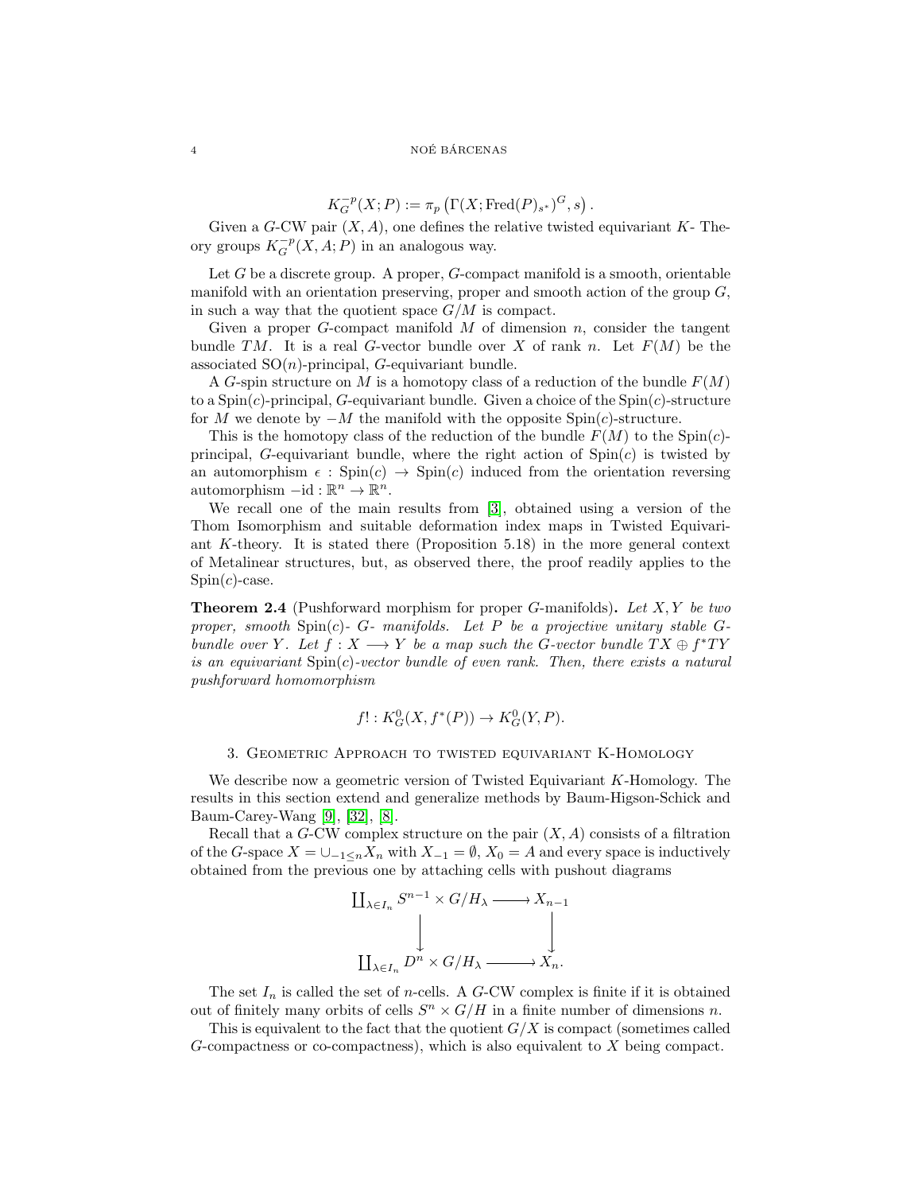$$K_G^{-p}(X;P) := \pi_p\left(\Gamma(X;\mathrm{Fred}(P)_{s^*})^G, s\right).$$

Given a $G$-CW pair $(X,A)$, one defines the relative twisted equivariant $K$- Theory groups $K_G^{-p}(X,A;P)$ in an analogous way.

Let $G$ be a discrete group. A proper, $G$-compact manifold is a smooth, orientable manifold with an orientation preserving, proper and smooth action of the group $G$, in such a way that the quotient space $G/M$ is compact.

Given a proper $G$-compact manifold $M$ of dimension $n$, consider the tangent bundle $TM$. It is a real $G$-vector bundle over $X$ of rank $n$. Let $F(M)$ be the associated $\mathrm{SO}(n)$-principal, $G$-equivariant bundle.

A $G$-spin structure on $M$ is a homotopy class of a reduction of the bundle $F(M)$ to a $\mathrm{Spin}(c)$-principal, $G$-equivariant bundle. Given a choice of the $\mathrm{Spin}(c)$-structure for $M$ we denote by $-M$ the manifold with the opposite $\mathrm{Spin}(c)$-structure.

This is the homotopy class of the reduction of the bundle $F(M)$ to the $\mathrm{Spin}(c)$-principal, $G$-equivariant bundle, where the right action of $\mathrm{Spin}(c)$ is twisted by an automorphism $\epsilon : \mathrm{Spin}(c) \to \mathrm{Spin}(c)$ induced from the orientation reversing automorphism $-\mathrm{id} : \mathbb{R}^n \to \mathbb{R}^n$.

We recall one of the main results from [3], obtained using a version of the Thom Isomorphism and suitable deformation index maps in Twisted Equivariant $K$-theory. It is stated there (Proposition 5.18) in the more general context of Metalinear structures, but, as observed there, the proof readily applies to the $\mathrm{Spin}(c)$-case.

**Theorem 2.4** (Pushforward morphism for proper $G$-manifolds)**.** *Let $X, Y$ be two proper, smooth $\mathrm{Spin}(c)$- $G$- manifolds. Let $P$ be a projective unitary stable $G$-bundle over $Y$. Let $f : X \longrightarrow Y$ be a map such the $G$-vector bundle $TX \oplus f^*TY$ is an equivariant $\mathrm{Spin}(c)$-vector bundle of even rank. Then, there exists a natural pushforward homomorphism*

$$f! : K_G^0(X, f^*(P)) \to K_G^0(Y, P).$$

## 3. Geometric Approach to twisted equivariant K-Homology

We describe now a geometric version of Twisted Equivariant $K$-Homology. The results in this section extend and generalize methods by Baum-Higson-Schick and Baum-Carey-Wang [9], [32], [8].

Recall that a $G$-CW complex structure on the pair $(X, A)$ consists of a filtration of the $G$-space $X = \cup_{-1\leq n} X_n$ with $X_{-1} = \emptyset$, $X_0 = A$ and every space is inductively obtained from the previous one by attaching cells with pushout diagrams

$$\begin{array}{ccc}
\coprod_{\lambda\in I_n} S^{n-1}\times G/H_\lambda & \longrightarrow & X_{n-1} \\
\big\downarrow & & \big\downarrow \\
\coprod_{\lambda\in I_n} D^{n}\times G/H_\lambda & \longrightarrow & X_{n}.
\end{array}$$

The set $I_n$ is called the set of $n$-cells. A $G$-CW complex is finite if it is obtained out of finitely many orbits of cells $S^n \times G/H$ in a finite number of dimensions $n$.

This is equivalent to the fact that the quotient $G/X$ is compact (sometimes called $G$-compactness or co-compactness), which is also equivalent to $X$ being compact.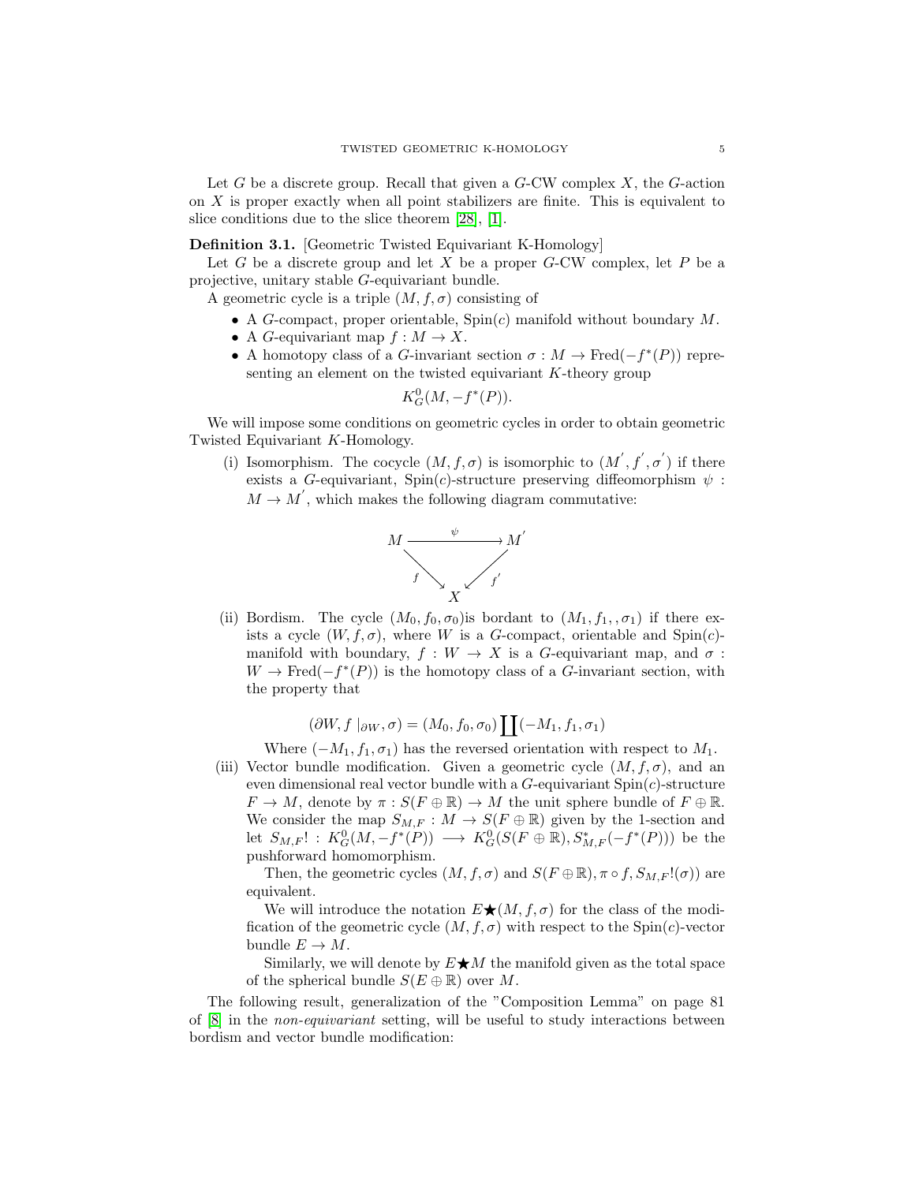Let $G$ be a discrete group. Recall that given a $G$-CW complex $X$, the $G$-action on $X$ is proper exactly when all point stabilizers are finite. This is equivalent to slice conditions due to the slice theorem [28], [1].

**Definition 3.1.** [Geometric Twisted Equivariant K-Homology]

Let $G$ be a discrete group and let $X$ be a proper $G$-CW complex, let $P$ be a projective, unitary stable $G$-equivariant bundle.

A geometric cycle is a triple $(M, f, \sigma)$ consisting of

- A $G$-compact, proper orientable, Spin($c$) manifold without boundary $M$.
- A $G$-equivariant map $f : M \to X$.
- A homotopy class of a $G$-invariant section $\sigma : M \to \mathrm{Fred}(-f^*(P))$ representing an element on the twisted equivariant $K$-theory group

$$K^0_G(M, -f^*(P)).$$

We will impose some conditions on geometric cycles in order to obtain geometric Twisted Equivariant $K$-Homology.

(i) Isomorphism. The cocycle $(M, f, \sigma)$ is isomorphic to $(M^{'}, f^{'}, \sigma^{'})$ if there exists a $G$-equivariant, Spin($c$)-structure preserving diffeomorphism $\psi : M \to M^{'}$, which makes the following diagram commutative:

$$\begin{array}{ccc} M & \xrightarrow{\psi} & M^{'} \\ & {\scriptstyle f}\searrow \quad \swarrow{\scriptstyle f^{'}} & \\ & X & \end{array}$$

(ii) Bordism. The cycle $(M_0, f_0, \sigma_0)$is bordant to $(M_1, f_1, , \sigma_1)$ if there exists a cycle $(W, f, \sigma)$, where $W$ is a $G$-compact, orientable and Spin($c$)-manifold with boundary, $f : W \to X$ is a $G$-equivariant map, and $\sigma : W \to \mathrm{Fred}(-f^*(P))$ is the homotopy class of a $G$-invariant section, with the property that

$$(\partial W, f\mid_{\partial W}, \sigma) = (M_0, f_0, \sigma_0) \coprod (-M_1, f_1, \sigma_1)$$

Where $(-M_1, f_1, \sigma_1)$ has the reversed orientation with respect to $M_1$.

(iii) Vector bundle modification. Given a geometric cycle $(M, f, \sigma)$, and an even dimensional real vector bundle with a $G$-equivariant Spin($c$)-structure $F \to M$, denote by $\pi : S(F \oplus \mathbb{R}) \to M$ the unit sphere bundle of $F \oplus \mathbb{R}$. We consider the map $S_{M,F} : M \to S(F \oplus \mathbb{R})$ given by the 1-section and let $S_{M,F}! : K^0_G(M, -f^*(P)) \longrightarrow K^0_G(S(F \oplus \mathbb{R}), S^*_{M,F}(-f^*(P)))$ be the pushforward homomorphism.

Then, the geometric cycles $(M, f, \sigma)$ and $S(F \oplus \mathbb{R}), \pi \circ f, S_{M,F}!(\sigma))$ are equivalent.

We will introduce the notation $E\bigstar(M, f, \sigma)$ for the class of the modification of the geometric cycle $(M, f, \sigma)$ with respect to the Spin($c$)-vector bundle $E \to M$.

Similarly, we will denote by $E\bigstar M$ the manifold given as the total space of the spherical bundle $S(E \oplus \mathbb{R})$ over $M$.

The following result, generalization of the "Composition Lemma" on page 81 of [8] in the *non-equivariant* setting, will be useful to study interactions between bordism and vector bundle modification: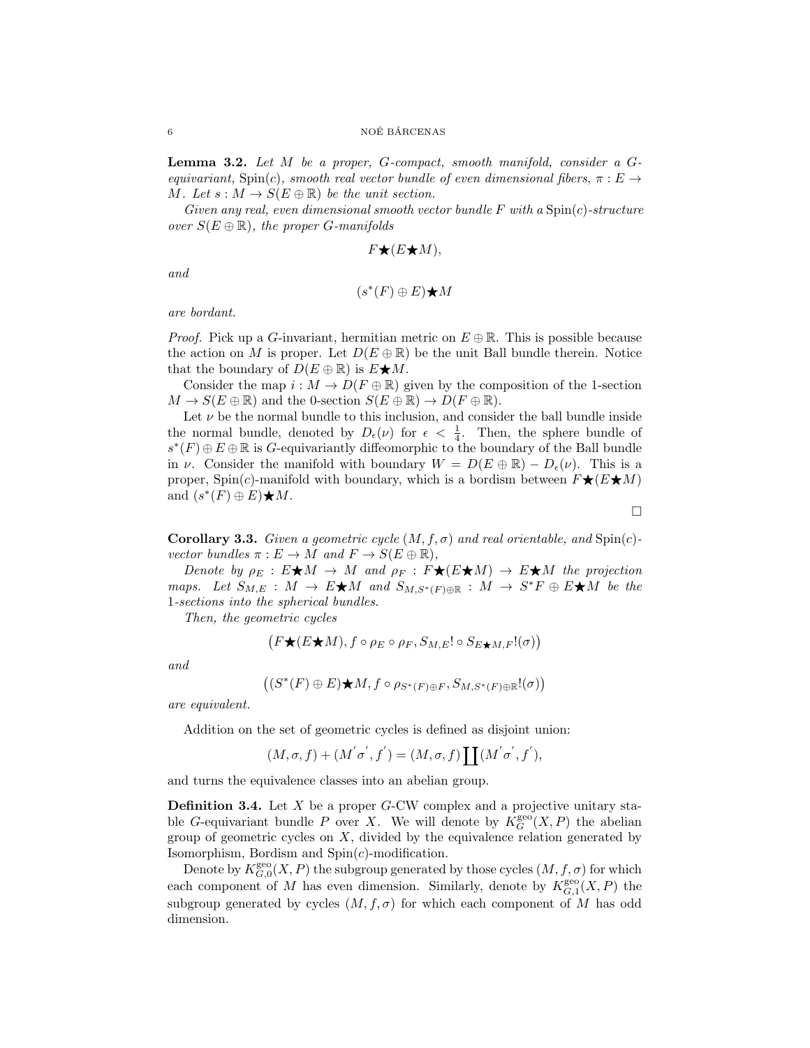**Lemma 3.2.** *Let $M$ be a proper, $G$-compact, smooth manifold, consider a $G$-equivariant,* $\mathrm{Spin}(c)$*, smooth real vector bundle of even dimensional fibers, $\pi : E \to M$. Let $s : M \to S(E \oplus \mathbb{R})$ be the unit section.*

*Given any real, even dimensional smooth vector bundle $F$ with a $\mathrm{Spin}(c)$-structure over $S(E \oplus \mathbb{R})$, the proper $G$-manifolds*

$$F \bigstar (E \bigstar M),$$

*and*

$$(s^*(F) \oplus E) \bigstar M$$

*are bordant.*

*Proof.* Pick up a $G$-invariant, hermitian metric on $E \oplus \mathbb{R}$. This is possible because the action on $M$ is proper. Let $D(E \oplus \mathbb{R})$ be the unit Ball bundle therein. Notice that the boundary of $D(E \oplus \mathbb{R})$ is $E \bigstar M$.

Consider the map $i : M \to D(F \oplus \mathbb{R})$ given by the composition of the 1-section $M \to S(E \oplus \mathbb{R})$ and the 0-section $S(E \oplus \mathbb{R}) \to D(F \oplus \mathbb{R})$.

Let $\nu$ be the normal bundle to this inclusion, and consider the ball bundle inside the normal bundle, denoted by $D_\epsilon(\nu)$ for $\epsilon < \frac{1}{4}$. Then, the sphere bundle of $s^*(F) \oplus E \oplus \mathbb{R}$ is $G$-equivariantly diffeomorphic to the boundary of the Ball bundle in $\nu$. Consider the manifold with boundary $W = D(E \oplus \mathbb{R}) - D_\epsilon(\nu)$. This is a proper, $\mathrm{Spin}(c)$-manifold with boundary, which is a bordism between $F \bigstar (E \bigstar M)$ and $(s^*(F) \oplus E) \bigstar M$.

$\square$

**Corollary 3.3.** *Given a geometric cycle $(M, f, \sigma)$ and real orientable, and $\mathrm{Spin}(c)$-vector bundles $\pi : E \to M$ and $F \to S(E \oplus \mathbb{R})$,*

*Denote by $\rho_E : E \bigstar M \to M$ and $\rho_F : F \bigstar (E \bigstar M) \to E \bigstar M$ the projection maps. Let $S_{M,E} : M \to E \bigstar M$ and $S_{M,S^*(F) \oplus \mathbb{R}} : M \to S^*F \oplus E \bigstar M$ be the 1-sections into the spherical bundles.*

*Then, the geometric cycles*

$$\left(F \bigstar (E \bigstar M), f \circ \rho_E \circ \rho_F, S_{M,E}! \circ S_{E \bigstar M, F}!(\sigma)\right)$$

*and*

$$\left((S^*(F) \oplus E) \bigstar M, f \circ \rho_{S^*(F) \oplus F}, S_{M,S^*(F) \oplus \mathbb{R}}!(\sigma)\right)$$

*are equivalent.*

Addition on the set of geometric cycles is defined as disjoint union:

$$(M, \sigma, f) + (M' \sigma', f') = (M, \sigma, f) \coprod (M' \sigma', f'),$$

and turns the equivalence classes into an abelian group.

**Definition 3.4.** Let $X$ be a proper $G$-CW complex and a projective unitary stable $G$-equivariant bundle $P$ over $X$. We will denote by $K_G^{\mathrm{geo}}(X, P)$ the abelian group of geometric cycles on $X$, divided by the equivalence relation generated by Isomorphism, Bordism and $\mathrm{Spin}(c)$-modification.

Denote by $K_{G,0}^{\mathrm{geo}}(X, P)$ the subgroup generated by those cycles $(M, f, \sigma)$ for which each component of $M$ has even dimension. Similarly, denote by $K_{G,1}^{\mathrm{geo}}(X, P)$ the subgroup generated by cycles $(M, f, \sigma)$ for which each component of $M$ has odd dimension.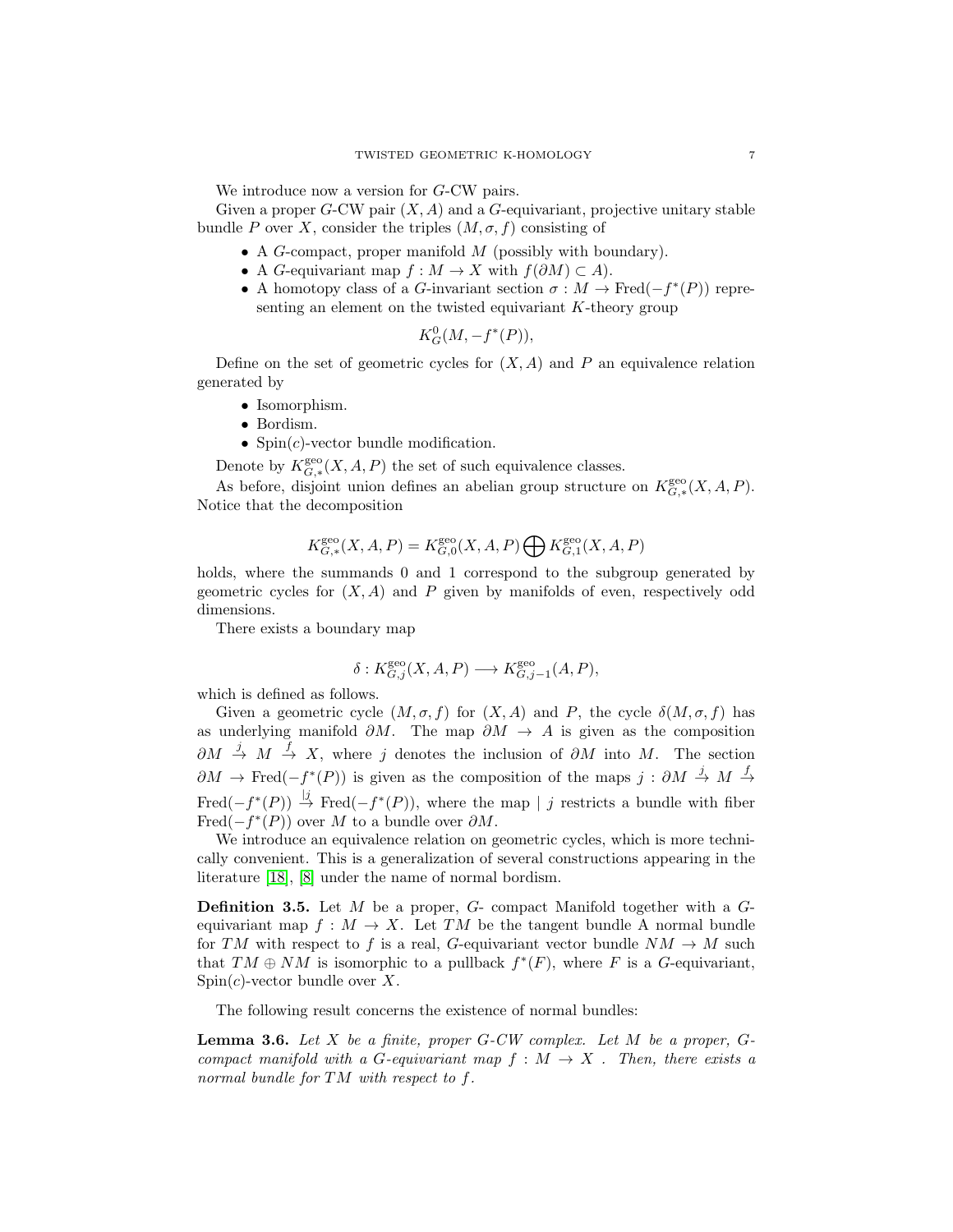We introduce now a version for $G$-CW pairs.

Given a proper $G$-CW pair $(X, A)$ and a $G$-equivariant, projective unitary stable bundle $P$ over $X$, consider the triples $(M, \sigma, f)$ consisting of

- A $G$-compact, proper manifold $M$ (possibly with boundary).
- A $G$-equivariant map $f : M \to X$ with $f(\partial M) \subset A$).
- A homotopy class of a $G$-invariant section $\sigma : M \to \mathrm{Fred}(-f^*(P))$ representing an element on the twisted equivariant $K$-theory group

$$K^0_G(M, -f^*(P)),$$

Define on the set of geometric cycles for $(X, A)$ and $P$ an equivalence relation generated by

- Isomorphism.
- Bordism.
- Spin($c$)-vector bundle modification.

Denote by $K^{\mathrm{geo}}_{G,*}(X, A, P)$ the set of such equivalence classes.

As before, disjoint union defines an abelian group structure on $K^{\mathrm{geo}}_{G,*}(X, A, P)$. Notice that the decomposition

$$K^{\mathrm{geo}}_{G,*}(X, A, P) = K^{\mathrm{geo}}_{G,0}(X, A, P) \bigoplus K^{\mathrm{geo}}_{G,1}(X, A, P)$$

holds, where the summands 0 and 1 correspond to the subgroup generated by geometric cycles for $(X, A)$ and $P$ given by manifolds of even, respectively odd dimensions.

There exists a boundary map

$$\delta : K^{\mathrm{geo}}_{G,j}(X, A, P) \longrightarrow K^{\mathrm{geo}}_{G,j-1}(A, P),$$

which is defined as follows.

Given a geometric cycle $(M, \sigma, f)$ for $(X, A)$ and $P$, the cycle $\delta(M, \sigma, f)$ has as underlying manifold $\partial M$. The map $\partial M \to A$ is given as the composition $\partial M \xrightarrow{j} M \xrightarrow{f} X$, where $j$ denotes the inclusion of $\partial M$ into $M$. The section $\partial M \to \mathrm{Fred}(-f^*(P))$ is given as the composition of the maps $j : \partial M \xrightarrow{j} M \xrightarrow{f} \mathrm{Fred}(-f^*(P)) \xrightarrow{|j} \mathrm{Fred}(-f^*(P))$, where the map $\mid j$ restricts a bundle with fiber $\mathrm{Fred}(-f^*(P))$ over $M$ to a bundle over $\partial M$.

We introduce an equivalence relation on geometric cycles, which is more technically convenient. This is a generalization of several constructions appearing in the literature [18], [8] under the name of normal bordism.

**Definition 3.5.** Let $M$ be a proper, $G$- compact Manifold together with a $G$-equivariant map $f : M \to X$. Let $TM$ be the tangent bundle A normal bundle for $TM$ with respect to $f$ is a real, $G$-equivariant vector bundle $NM \to M$ such that $TM \oplus NM$ is isomorphic to a pullback $f^*(F)$, where $F$ is a $G$-equivariant, Spin($c$)-vector bundle over $X$.

The following result concerns the existence of normal bundles:

**Lemma 3.6.** *Let $X$ be a finite, proper $G$-CW complex. Let $M$ be a proper, $G$-compact manifold with a $G$-equivariant map $f : M \to X$ . Then, there exists a normal bundle for $TM$ with respect to $f$.*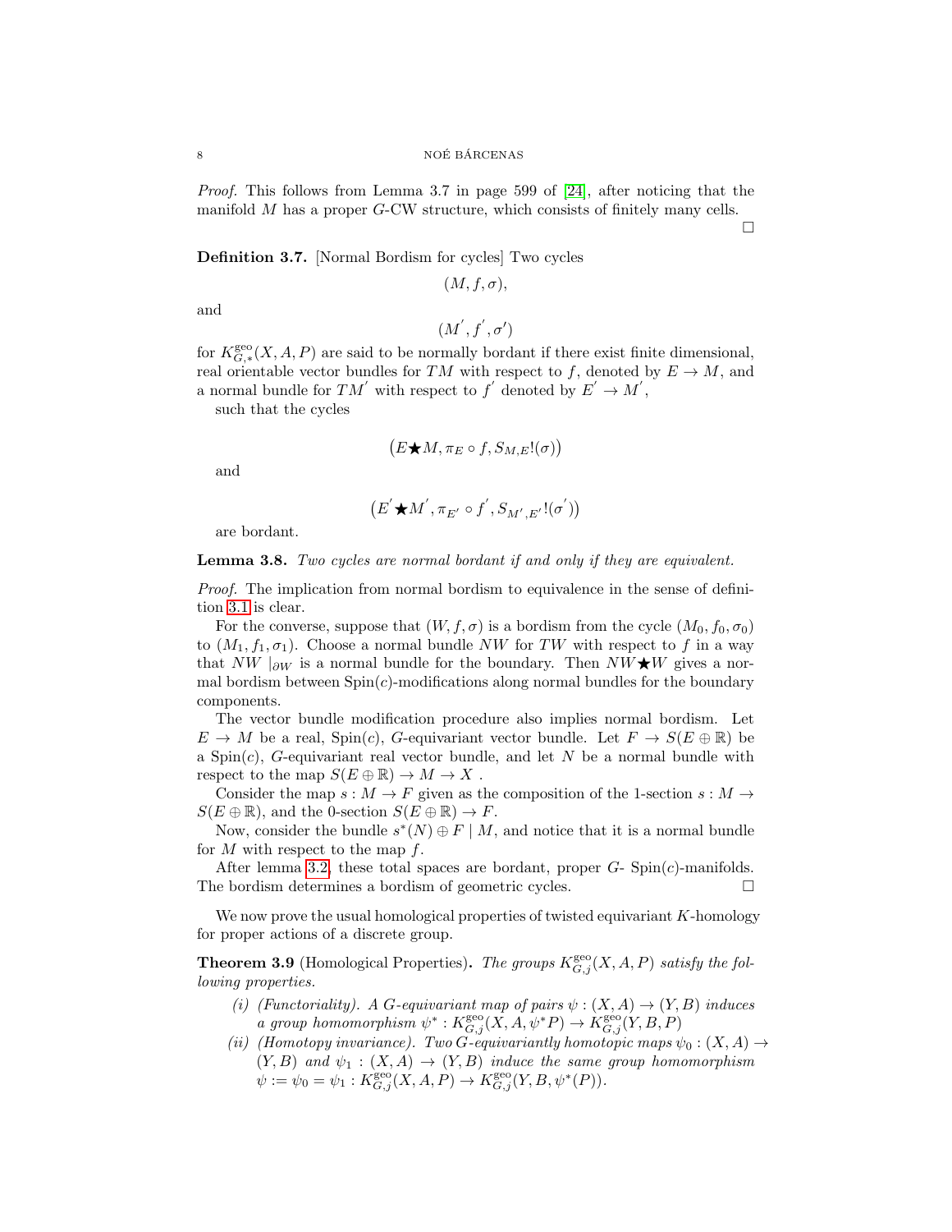*Proof.* This follows from Lemma 3.7 in page 599 of [24], after noticing that the manifold $M$ has a proper $G$-CW structure, which consists of finitely many cells. □

**Definition 3.7.** [Normal Bordism for cycles] Two cycles

$$(M, f, \sigma),$$

and

$$(M^{'}, f^{'}, \sigma')$$

for $K^{\mathrm{geo}}_{G,*}(X, A, P)$ are said to be normally bordant if there exist finite dimensional, real orientable vector bundles for $TM$ with respect to $f$, denoted by $E \to M$, and a normal bundle for $TM^{'}$ with respect to $f^{'}$ denoted by $E^{'} \to M^{'}$,

such that the cycles

$$\left(E \bigstar M, \pi_E \circ f, S_{M,E}!(\sigma)\right)$$

and

$$\left(E^{'} \bigstar M^{'}, \pi_{E'} \circ f^{'}, S_{M',E'}!(\sigma^{'})\right)$$

are bordant.

**Lemma 3.8.** *Two cycles are normal bordant if and only if they are equivalent.*

*Proof.* The implication from normal bordism to equivalence in the sense of definition 3.1 is clear.

For the converse, suppose that $(W, f, \sigma)$ is a bordism from the cycle $(M_0, f_0, \sigma_0)$ to $(M_1, f_1, \sigma_1)$. Choose a normal bundle $NW$ for $TW$ with respect to $f$ in a way that $NW \mid_{\partial W}$ is a normal bundle for the boundary. Then $NW \bigstar W$ gives a normal bordism between $\mathrm{Spin}(c)$-modifications along normal bundles for the boundary components.

The vector bundle modification procedure also implies normal bordism. Let $E \to M$ be a real, $\mathrm{Spin}(c)$, $G$-equivariant vector bundle. Let $F \to S(E \oplus \mathbb{R})$ be a $\mathrm{Spin}(c)$, $G$-equivariant real vector bundle, and let $N$ be a normal bundle with respect to the map $S(E \oplus \mathbb{R}) \to M \to X$ .

Consider the map $s : M \to F$ given as the composition of the 1-section $s : M \to S(E \oplus \mathbb{R})$, and the 0-section $S(E \oplus \mathbb{R}) \to F$.

Now, consider the bundle $s^*(N) \oplus F \mid M$, and notice that it is a normal bundle for $M$ with respect to the map $f$.

After lemma 3.2, these total spaces are bordant, proper $G$- $\mathrm{Spin}(c)$-manifolds. The bordism determines a bordism of geometric cycles. □

We now prove the usual homological properties of twisted equivariant $K$-homology for proper actions of a discrete group.

**Theorem 3.9** (Homological Properties)**.** *The groups $K^{\mathrm{geo}}_{G,j}(X, A, P)$ satisfy the following properties.*

*(i) (Functoriality). A $G$-equivariant map of pairs $\psi : (X, A) \to (Y, B)$ induces a group homomorphism $\psi^* : K^{\mathrm{geo}}_{G,j}(X, A, \psi^*P) \to K^{\mathrm{geo}}_{G,j}(Y, B, P)$*

*(ii) (Homotopy invariance). Two $G$-equivariantly homotopic maps $\psi_0 : (X, A) \to (Y, B)$ and $\psi_1 : (X, A) \to (Y, B)$ induce the same group homomorphism $\psi := \psi_0 = \psi_1 : K^{\mathrm{geo}}_{G,j}(X, A, P) \to K^{\mathrm{geo}}_{G,j}(Y, B, \psi^*(P))$.*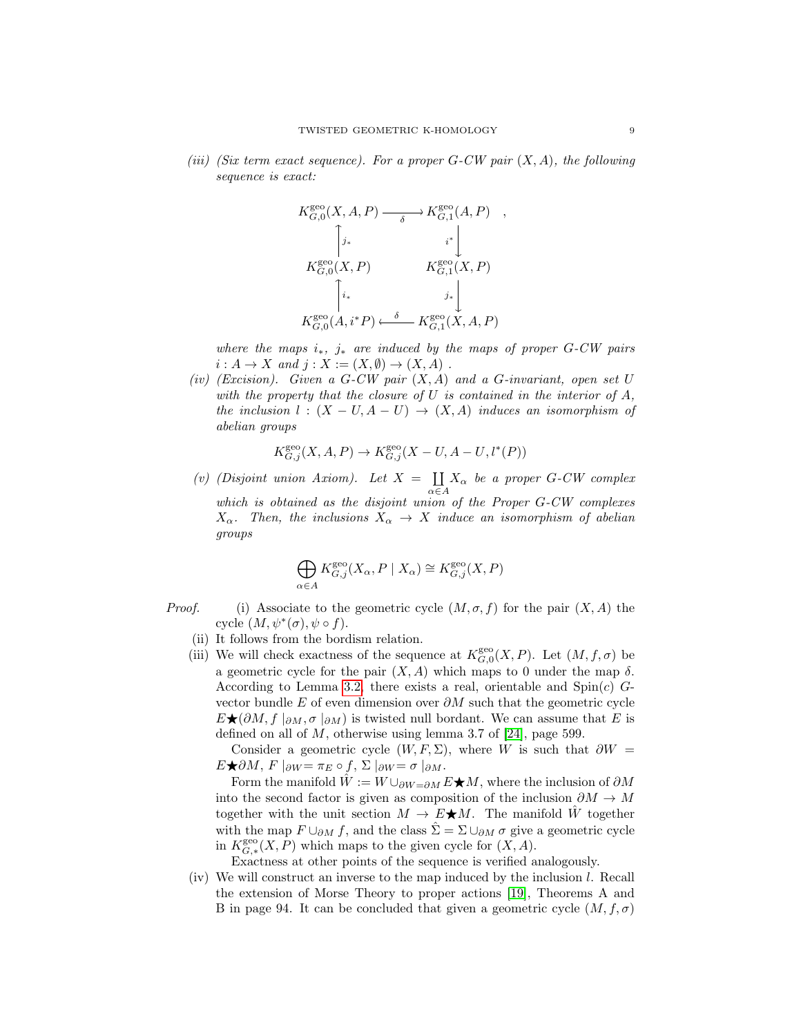*(iii) (Six term exact sequence). For a proper G-CW pair $(X, A)$, the following sequence is exact:*

$$\begin{array}{ccc}
K^{\text{geo}}_{G,0}(X, A, P) & \xrightarrow{\delta} & K^{\text{geo}}_{G,1}(A, P) \\
\uparrow j_* & & \downarrow i^* \\
K^{\text{geo}}_{G,0}(X, P) & & K^{\text{geo}}_{G,1}(X, P) \\
\uparrow i_* & & \downarrow j_* \\
K^{\text{geo}}_{G,0}(A, i^*P) & \xleftarrow{\delta} & K^{\text{geo}}_{G,1}(X, A, P)
\end{array},$$

*where the maps $i_*$, $j_*$ are induced by the maps of proper G-CW pairs $i : A \to X$ and $j : X := (X, \emptyset) \to (X, A)$ .*

*(iv) (Excision). Given a G-CW pair $(X, A)$ and a G-invariant, open set $U$ with the property that the closure of $U$ is contained in the interior of $A$, the inclusion $l : (X - U, A - U) \to (X, A)$ induces an isomorphism of abelian groups*

$$K^{\text{geo}}_{G,j}(X, A, P) \to K^{\text{geo}}_{G,j}(X - U, A - U, l^*(P))$$

*(v) (Disjoint union Axiom). Let $X = \coprod_{\alpha \in A} X_\alpha$ be a proper G-CW complex which is obtained as the disjoint union of the Proper G-CW complexes $X_\alpha$. Then, the inclusions $X_\alpha \to X$ induce an isomorphism of abelian groups*

$$\bigoplus_{\alpha \in A} K^{\text{geo}}_{G,j}(X_\alpha, P \mid X_\alpha) \cong K^{\text{geo}}_{G,j}(X, P)$$

*Proof.* (i) Associate to the geometric cycle $(M, \sigma, f)$ for the pair $(X, A)$ the cycle $(M, \psi^*(\sigma), \psi \circ f)$.

(ii) It follows from the bordism relation.

(iii) We will check exactness of the sequence at $K^{\text{geo}}_{G,0}(X, P)$. Let $(M, f, \sigma)$ be a geometric cycle for the pair $(X, A)$ which maps to 0 under the map $\delta$. According to Lemma 3.2, there exists a real, orientable and Spin$(c)$ $G$-vector bundle $E$ of even dimension over $\partial M$ such that the geometric cycle $E\bigstar(\partial M, f\mid_{\partial M}, \sigma\mid_{\partial M})$ is twisted null bordant. We can assume that $E$ is defined on all of $M$, otherwise using lemma 3.7 of [24], page 599.

Consider a geometric cycle $(W, F, \Sigma)$, where $W$ is such that $\partial W = E\bigstar\partial M$, $F\mid_{\partial W} = \pi_E \circ f$, $\Sigma\mid_{\partial W} = \sigma\mid_{\partial M}$.

Form the manifold $\hat{W} := W \cup_{\partial W = \partial M} E\bigstar M$, where the inclusion of $\partial M$ into the second factor is given as composition of the inclusion $\partial M \to M$ together with the unit section $M \to E\bigstar M$. The manifold $\hat{W}$ together with the map $F \cup_{\partial M} f$, and the class $\hat{\Sigma} = \Sigma \cup_{\partial M} \sigma$ give a geometric cycle in $K^{\text{geo}}_{G,*}(X, P)$ which maps to the given cycle for $(X, A)$.

Exactness at other points of the sequence is verified analogously.

(iv) We will construct an inverse to the map induced by the inclusion $l$. Recall the extension of Morse Theory to proper actions [19], Theorems A and B in page 94. It can be concluded that given a geometric cycle $(M, f, \sigma)$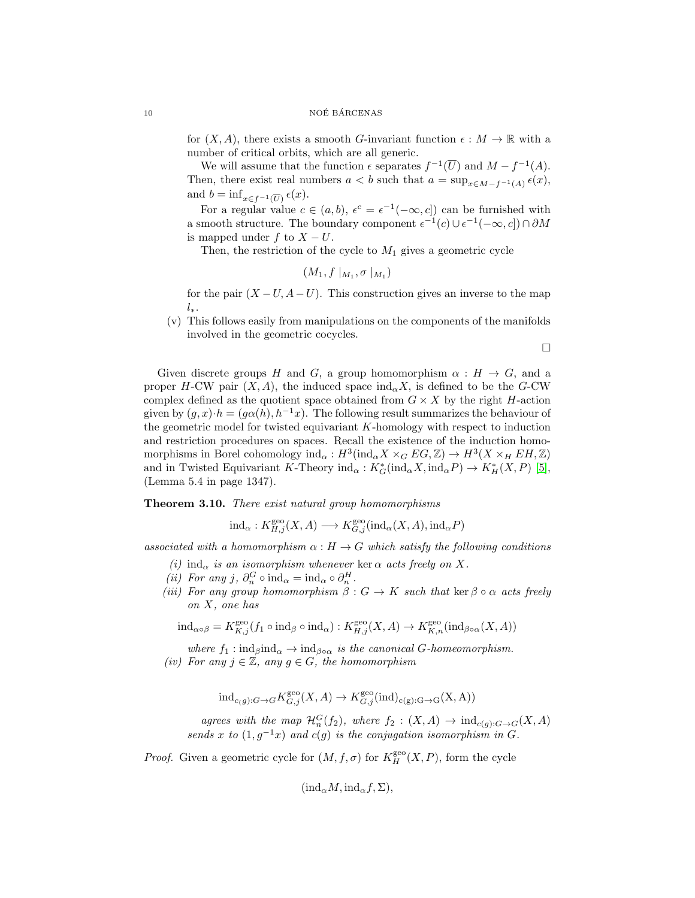for $(X, A)$, there exists a smooth $G$-invariant function $\epsilon : M \to \mathbb{R}$ with a number of critical orbits, which are all generic.

We will assume that the function $\epsilon$ separates $f^{-1}(\overline{U})$ and $M - f^{-1}(A)$. Then, there exist real numbers $a < b$ such that $a = \sup_{x \in M - f^{-1}(A)} \epsilon(x)$, and $b = \inf_{x \in f^{-1}(\overline{U})} \epsilon(x)$.

For a regular value $c \in (a, b)$, $\epsilon^c = \epsilon^{-1}(-\infty, c])$ can be furnished with a smooth structure. The boundary component $\epsilon^{-1}(c) \cup \epsilon^{-1}(-\infty, c]) \cap \partial M$ is mapped under $f$ to $X - U$.

Then, the restriction of the cycle to $M_1$ gives a geometric cycle

$$(M_1, f\mid_{M_1}, \sigma\mid_{M_1})$$

for the pair $(X - U, A - U)$. This construction gives an inverse to the map $l_*$.

(v) This follows easily from manipulations on the components of the manifolds involved in the geometric cocycles.

□

Given discrete groups $H$ and $G$, a group homomorphism $\alpha : H \to G$, and a proper $H$-CW pair $(X, A)$, the induced space $\mathrm{ind}_\alpha X$, is defined to be the $G$-CW complex defined as the quotient space obtained from $G \times X$ by the right $H$-action given by $(g, x)\cdot h = (g\alpha(h), h^{-1}x)$. The following result summarizes the behaviour of the geometric model for twisted equivariant $K$-homology with respect to induction and restriction procedures on spaces. Recall the existence of the induction homomorphisms in Borel cohomology $\mathrm{ind}_\alpha : H^3(\mathrm{ind}_\alpha X \times_G EG, \mathbb{Z}) \to H^3(X \times_H EH, \mathbb{Z})$ and in Twisted Equivariant $K$-Theory $\mathrm{ind}_\alpha : K^*_G(\mathrm{ind}_\alpha X, \mathrm{ind}_\alpha P) \to K^*_H(X, P)$ [5], (Lemma 5.4 in page 1347).

**Theorem 3.10.** *There exist natural group homomorphisms*

$$\mathrm{ind}_\alpha : K^{\mathrm{geo}}_{H,j}(X, A) \longrightarrow K^{\mathrm{geo}}_{G,j}(\mathrm{ind}_\alpha(X, A), \mathrm{ind}_\alpha P)$$

*associated with a homomorphism $\alpha : H \to G$ which satisfy the following conditions*

*(i) $\mathrm{ind}_\alpha$ is an isomorphism whenever $\ker\alpha$ acts freely on $X$.*

*(ii) For any $j$, $\partial^G_n \circ \mathrm{ind}_\alpha = \mathrm{ind}_\alpha \circ \partial^H_n$.*

*(iii) For any group homomorphism $\beta : G \to K$ such that $\ker\beta\circ\alpha$ acts freely on $X$, one has*

$$\mathrm{ind}_{\alpha\circ\beta} = K^{\mathrm{geo}}_{K,j}(f_1 \circ \mathrm{ind}_\beta \circ \mathrm{ind}_\alpha) : K^{\mathrm{geo}}_{H,j}(X, A) \to K^{\mathrm{geo}}_{K,n}(\mathrm{ind}_{\beta\circ\alpha}(X, A))$$

*where $f_1 : \mathrm{ind}_\beta \mathrm{ind}_\alpha \to \mathrm{ind}_{\beta\circ\alpha}$ is the canonical $G$-homeomorphism.*

*(iv) For any $j \in \mathbb{Z}$, any $g \in G$, the homomorphism*

$$\mathrm{ind}_{c(g):G\to G} K^{\mathrm{geo}}_{G,j}(X, A) \to K^{\mathrm{geo}}_{G,j}(\mathrm{ind})_{\mathrm{c(g)}:\mathrm{G}\to\mathrm{G}}(\mathrm{X}, \mathrm{A}))$$

*agrees with the map $\mathcal{H}^G_n(f_2)$, where $f_2 : (X, A) \to \mathrm{ind}_{c(g):G\to G}(X, A)$ sends $x$ to $(1, g^{-1}x)$ and $c(g)$ is the conjugation isomorphism in $G$.*

*Proof.* Given a geometric cycle for $(M, f, \sigma)$ for $K^{\mathrm{geo}}_H(X, P)$, form the cycle

$$(\mathrm{ind}_\alpha M, \mathrm{ind}_\alpha f, \Sigma),$$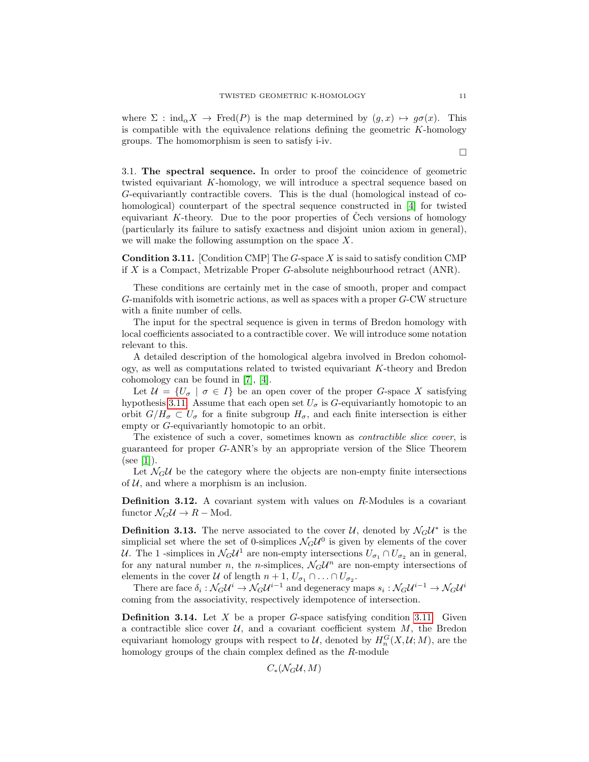where $\Sigma : \text{ind}_\alpha X \to \text{Fred}(P)$ is the map determined by $(g, x) \mapsto g\sigma(x)$. This is compatible with the equivalence relations defining the geometric $K$-homology groups. The homomorphism is seen to satisfy i-iv.

□

3.1. **The spectral sequence.** In order to proof the coincidence of geometric twisted equivariant $K$-homology, we will introduce a spectral sequence based on $G$-equivariantly contractible covers. This is the dual (homological instead of cohomological) counterpart of the spectral sequence constructed in [4] for twisted equivariant $K$-theory. Due to the poor properties of Čech versions of homology (particularly its failure to satisfy exactness and disjoint union axiom in general), we will make the following assumption on the space $X$.

**Condition 3.11.** [Condition CMP] The $G$-space $X$ is said to satisfy condition CMP if $X$ is a Compact, Metrizable Proper $G$-absolute neighbourhood retract (ANR).

These conditions are certainly met in the case of smooth, proper and compact $G$-manifolds with isometric actions, as well as spaces with a proper $G$-CW structure with a finite number of cells.

The input for the spectral sequence is given in terms of Bredon homology with local coefficients associated to a contractible cover. We will introduce some notation relevant to this.

A detailed description of the homological algebra involved in Bredon cohomology, as well as computations related to twisted equivariant $K$-theory and Bredon cohomology can be found in [7], [4].

Let $\mathcal{U} = \{U_\sigma \mid \sigma \in I\}$ be an open cover of the proper $G$-space $X$ satisfying hypothesis 3.11. Assume that each open set $U_\sigma$ is $G$-equivariantly homotopic to an orbit $G/H_\sigma \subset U_\sigma$ for a finite subgroup $H_\sigma$, and each finite intersection is either empty or $G$-equivariantly homotopic to an orbit.

The existence of such a cover, sometimes known as *contractible slice cover*, is guaranteed for proper $G$-ANR's by an appropriate version of the Slice Theorem (see [1]).

Let $\mathcal{N}_G\mathcal{U}$ be the category where the objects are non-empty finite intersections of $\mathcal{U}$, and where a morphism is an inclusion.

**Definition 3.12.** A covariant system with values on $R$-Modules is a covariant functor $\mathcal{N}_G\mathcal{U} \to R-\text{Mod}$.

**Definition 3.13.** The nerve associated to the cover $\mathcal{U}$, denoted by $\mathcal{N}_G\mathcal{U}^*$ is the simplicial set where the set of 0-simplices $\mathcal{N}_G\mathcal{U}^0$ is given by elements of the cover $\mathcal{U}$. The 1 -simplices in $\mathcal{N}_G\mathcal{U}^1$ are non-empty intersections $U_{\sigma_1} \cap U_{\sigma_2}$ an in general, for any natural number $n$, the $n$-simplices, $\mathcal{N}_G\mathcal{U}^n$ are non-empty intersections of elements in the cover $\mathcal{U}$ of length $n+1$, $U_{\sigma_1} \cap \ldots \cap U_{\sigma_2}$.

There are face $\delta_i : \mathcal{N}_G\mathcal{U}^i \to \mathcal{N}_G\mathcal{U}^{i-1}$ and degeneracy maps $s_i : \mathcal{N}_G\mathcal{U}^{i-1} \to \mathcal{N}_G\mathcal{U}^i$ coming from the associativity, respectively idempotence of intersection.

**Definition 3.14.** Let $X$ be a proper $G$-space satisfying condition 3.11. Given a contractible slice cover $\mathcal{U}$, and a covariant coefficient system $M$, the Bredon equivariant homology groups with respect to $\mathcal{U}$, denoted by $H_n^G(X, \mathcal{U}; M)$, are the homology groups of the chain complex defined as the $R$-module

$$C_*(\mathcal{N}_G\mathcal{U}, M)$$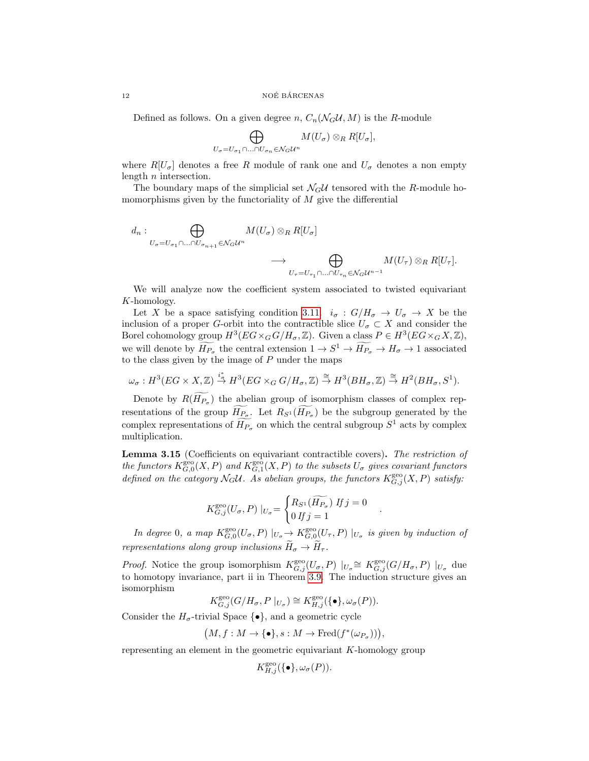Defined as follows. On a given degree $n$, $C_n(\mathcal{N}_G\mathcal{U}, M)$ is the $R$-module

$$\bigoplus_{U_\sigma = U_{\sigma_1}\cap \ldots \cap U_{\sigma_n} \in \mathcal{N}_G\mathcal{U}^n} M(U_\sigma)\otimes_R R[U_\sigma],$$

where $R[U_\sigma]$ denotes a free $R$ module of rank one and $U_\sigma$ denotes a non empty length $n$ intersection.

The boundary maps of the simplicial set $\mathcal{N}_G\mathcal{U}$ tensored with the $R$-module homomorphisms given by the functoriality of $M$ give the differential

$$d_n : \bigoplus_{U_\sigma = U_{\sigma_1}\cap \ldots \cap U_{\sigma_{n+1}} \in \mathcal{N}_G\mathcal{U}^n} M(U_\sigma)\otimes_R R[U_\sigma] \longrightarrow \bigoplus_{U_\tau = U_{\tau_1}\cap \ldots \cap U_{\tau_n} \in \mathcal{N}_G\mathcal{U}^{n-1}} M(U_\tau)\otimes_R R[U_\tau].$$

We will analyze now the coefficient system associated to twisted equivariant $K$-homology.

Let $X$ be a space satisfying condition 3.11. $i_\sigma : G/H_\sigma \to U_\sigma \to X$ be the inclusion of a proper $G$-orbit into the contractible slice $U_\sigma \subset X$ and consider the Borel cohomology group $H^3(EG\times_G G/H_\sigma, \mathbb{Z})$. Given a class $P \in H^3(EG\times_G X, \mathbb{Z})$, we will denote by $\widetilde{H_{P_\sigma}}$ the central extension $1 \to S^1 \to \widetilde{H_{P_\sigma}} \to H_\sigma \to 1$ associated to the class given by the image of $P$ under the maps

$$\omega_\sigma : H^3(EG\times X, \mathbb{Z}) \overset{i_\sigma^*}{\to} H^3(EG\times_G G/H_\sigma, \mathbb{Z}) \overset{\cong}{\to} H^3(BH_\sigma, \mathbb{Z}) \overset{\cong}{\to} H^2(BH_\sigma, S^1).$$

Denote by $R(\widetilde{H_{P_\sigma}})$ the abelian group of isomorphism classes of complex representations of the group $\widetilde{H_{P_\sigma}}$. Let $R_{S^1}(\widetilde{H_{P_\sigma}})$ be the subgroup generated by the complex representations of $\widetilde{H_{P_\sigma}}$ on which the central subgroup $S^1$ acts by complex multiplication.

**Lemma 3.15** (Coefficients on equivariant contractible covers)**.** *The restriction of the functors $K^{\mathrm{geo}}_{G,0}(X, P)$ and $K^{\mathrm{geo}}_{G,1}(X, P)$ to the subsets $U_\sigma$ gives covariant functors defined on the category $\mathcal{N}_G\mathcal{U}$. As abelian groups, the functors $K^{\mathrm{geo}}_{G,j}(X, P)$ satisfy:*

$$K^{\mathrm{geo}}_{G,j}(U_\sigma, P)\mid_{U_\sigma} = \begin{cases} R_{S^1}(\widetilde{H_{P_\sigma}}) \text{ If } j = 0 \\ 0 \text{ If } j = 1 \end{cases}.$$

*In degree 0, a map $K^{\mathrm{geo}}_{G,0}(U_\sigma, P)\mid_{U_\sigma} \to K^{\mathrm{geo}}_{G,0}(U_\tau, P)\mid_{U_\sigma}$ is given by induction of representations along group inclusions $\widetilde{H}_\sigma \to \widetilde{H}_\tau$.*

*Proof.* Notice the group isomorphism $K^{\mathrm{geo}}_{G,j}(U_\sigma, P)\mid_{U_\sigma} \cong K^{\mathrm{geo}}_{G,j}(G/H_\sigma, P)\mid_{U_\sigma}$ due to homotopy invariance, part ii in Theorem 3.9. The induction structure gives an isomorphism

$$K^{\mathrm{geo}}_{G,j}(G/H_\sigma, P\mid_{U_\sigma}) \cong K^{\mathrm{geo}}_{H,j}(\{\bullet\}, \omega_\sigma(P)).$$

Consider the $H_\sigma$-trivial Space $\{\bullet\}$, and a geometric cycle

$$\big(M, f : M \to \{\bullet\}, s : M \to \mathrm{Fred}(f^*(\omega_{P_\sigma}))\big),$$

representing an element in the geometric equivariant $K$-homology group

$$K^{\mathrm{geo}}_{H,j}(\{\bullet\}, \omega_\sigma(P)).$$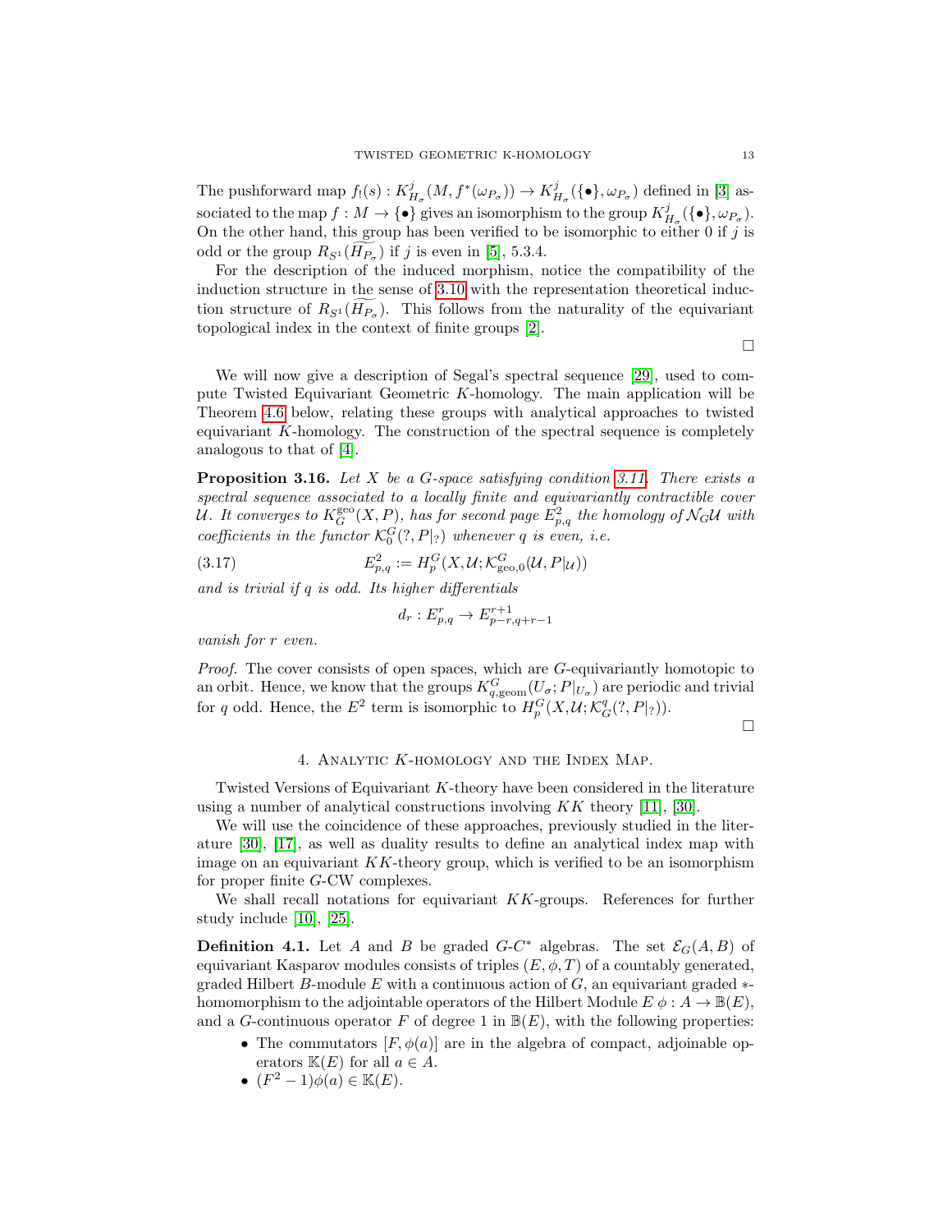The pushforward map $f_!(s) : K^j_{H_\sigma}(M, f^*(\omega_{P_\sigma})) \to K^j_{H_\sigma}(\{\bullet\}, \omega_{P_\sigma})$ defined in [3] associated to the map $f : M \to \{\bullet\}$ gives an isomorphism to the group $K^j_{H_\sigma}(\{\bullet\}, \omega_{P_\sigma})$. On the other hand, this group has been verified to be isomorphic to either 0 if $j$ is odd or the group $R_{S^1}(\widetilde{H_{P_\sigma}})$ if $j$ is even in [5], 5.3.4.

For the description of the induced morphism, notice the compatibility of the induction structure in the sense of 3.10 with the representation theoretical induction structure of $R_{S^1}(\widetilde{H_{P_\sigma}})$. This follows from the naturality of the equivariant topological index in the context of finite groups [2].

□

We will now give a description of Segal's spectral sequence [29], used to compute Twisted Equivariant Geometric $K$-homology. The main application will be Theorem 4.6 below, relating these groups with analytical approaches to twisted equivariant $K$-homology. The construction of the spectral sequence is completely analogous to that of [4].

**Proposition 3.16.** *Let $X$ be a $G$-space satisfying condition 3.11. There exists a spectral sequence associated to a locally finite and equivariantly contractible cover $\mathcal{U}$. It converges to $K^{\mathrm{geo}}_G(X, P)$, has for second page $E^2_{p,q}$ the homology of $\mathcal{N}_G\mathcal{U}$ with coefficients in the functor $\mathcal{K}^G_0(?, P|_?)$ whenever $q$ is even, i.e.*

$$E^2_{p,q} := H^G_p(X, \mathcal{U}; \mathcal{K}^G_{\mathrm{geo},0}(\mathcal{U}, P|_{\mathcal{U}})) \tag{3.17}$$

*and is trivial if $q$ is odd. Its higher differentials*

$$d_r : E^r_{p,q} \to E^{r+1}_{p-r,q+r-1}$$

*vanish for $r$ even.*

*Proof.* The cover consists of open spaces, which are $G$-equivariantly homotopic to an orbit. Hence, we know that the groups $K^G_{q,\mathrm{geom}}(U_\sigma; P|_{U_\sigma})$ are periodic and trivial for $q$ odd. Hence, the $E^2$ term is isomorphic to $H^G_p(X, \mathcal{U}; \mathcal{K}^q_G(?, P|_?))$.

□

## 4. Analytic $K$-homology and the Index Map.

Twisted Versions of Equivariant $K$-theory have been considered in the literature using a number of analytical constructions involving $KK$ theory [11], [30].

We will use the coincidence of these approaches, previously studied in the literature [30], [17], as well as duality results to define an analytical index map with image on an equivariant $KK$-theory group, which is verified to be an isomorphism for proper finite $G$-CW complexes.

We shall recall notations for equivariant $KK$-groups. References for further study include [10], [25].

**Definition 4.1.** Let $A$ and $B$ be graded $G$-$C^*$ algebras. The set $\mathcal{E}_G(A, B)$ of equivariant Kasparov modules consists of triples $(E, \phi, T)$ of a countably generated, graded Hilbert $B$-module $E$ with a continuous action of $G$, an equivariant graded $*$-homomorphism to the adjointable operators of the Hilbert Module $E$ $\phi : A \to \mathbb{B}(E)$, and a $G$-continuous operator $F$ of degree 1 in $\mathbb{B}(E)$, with the following properties:

- The commutators $[F, \phi(a)]$ are in the algebra of compact, adjoinable operators $\mathbb{K}(E)$ for all $a \in A$.
- $(F^2 - 1)\phi(a) \in \mathbb{K}(E)$.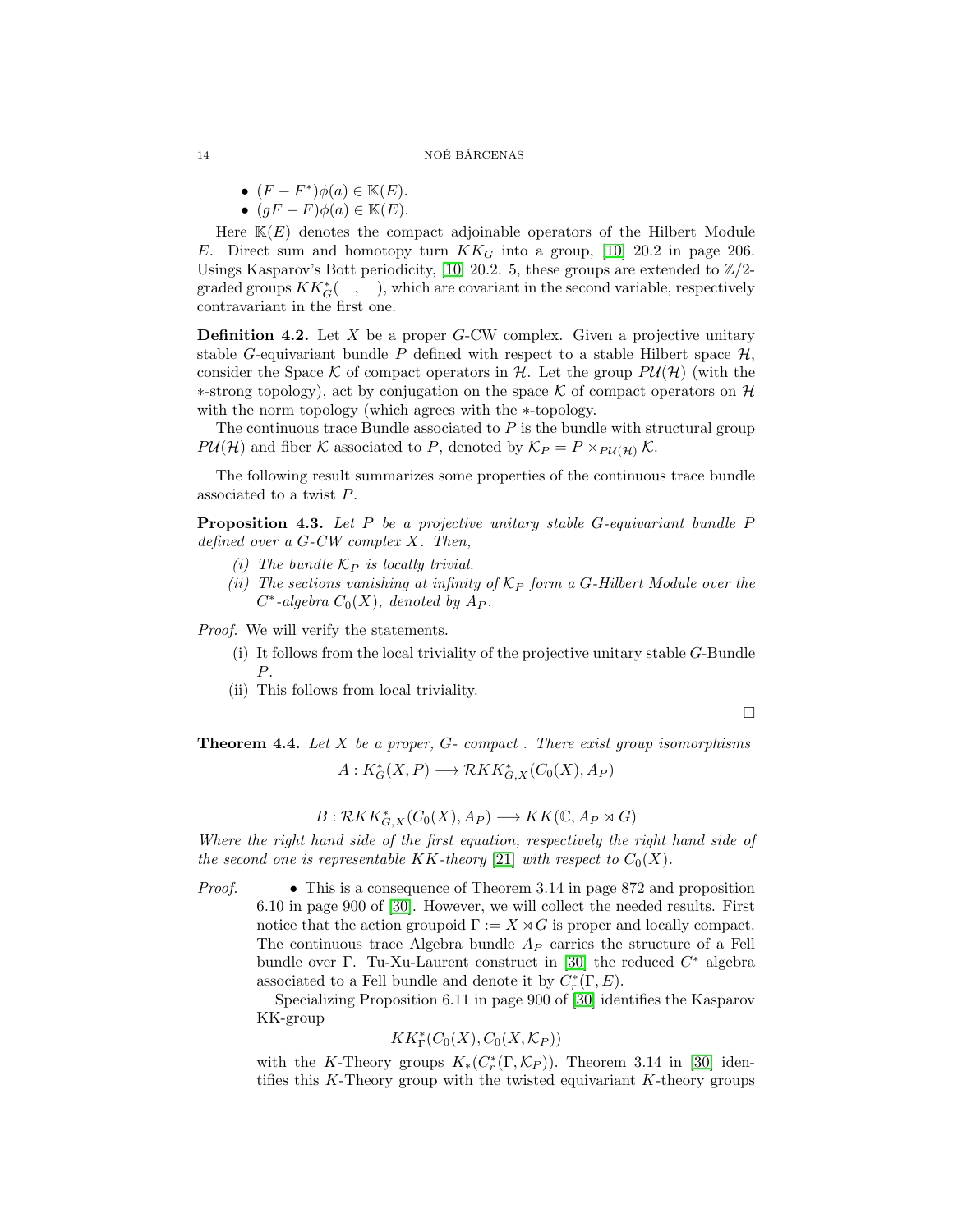- $(F - F^*)\phi(a) \in \mathbb{K}(E)$.
- $(gF - F)\phi(a) \in \mathbb{K}(E)$.

Here $\mathbb{K}(E)$ denotes the compact adjoinable operators of the Hilbert Module $E$. Direct sum and homotopy turn $KK_G$ into a group, [10] 20.2 in page 206. Usings Kasparov's Bott periodicity, [10] 20.2. 5, these groups are extended to $\mathbb{Z}/2$-graded groups $KK^*_G( \quad , \quad )$, which are covariant in the second variable, respectively contravariant in the first one.

**Definition 4.2.** Let $X$ be a proper $G$-CW complex. Given a projective unitary stable $G$-equivariant bundle $P$ defined with respect to a stable Hilbert space $\mathcal{H}$, consider the Space $\mathcal{K}$ of compact operators in $\mathcal{H}$. Let the group $P\mathcal{U}(\mathcal{H})$ (with the $*$-strong topology), act by conjugation on the space $\mathcal{K}$ of compact operators on $\mathcal{H}$ with the norm topology (which agrees with the $*$-topology.

The continuous trace Bundle associated to $P$ is the bundle with structural group $P\mathcal{U}(\mathcal{H})$ and fiber $\mathcal{K}$ associated to $P$, denoted by $\mathcal{K}_P = P \times_{P\mathcal{U}(\mathcal{H})} \mathcal{K}$.

The following result summarizes some properties of the continuous trace bundle associated to a twist $P$.

**Proposition 4.3.** *Let $P$ be a projective unitary stable $G$-equivariant bundle $P$ defined over a $G$-CW complex $X$. Then,*

*(i) The bundle $\mathcal{K}_P$ is locally trivial.*

*(ii) The sections vanishing at infinity of $\mathcal{K}_P$ form a $G$-Hilbert Module over the $C^*$-algebra $C_0(X)$, denoted by $A_P$.*

*Proof.* We will verify the statements.

(i) It follows from the local triviality of the projective unitary stable $G$-Bundle $P$.

(ii) This follows from local triviality.

□

**Theorem 4.4.** *Let $X$ be a proper, $G$- compact . There exist group isomorphisms*

$$A : K^*_G(X, P) \longrightarrow \mathcal{R}KK^*_{G,X}(C_0(X), A_P)$$

$$B : \mathcal{R}KK^*_{G,X}(C_0(X), A_P) \longrightarrow KK(\mathbb{C}, A_P \rtimes G)$$

*Where the right hand side of the first equation, respectively the right hand side of the second one is representable $KK$-theory [21] with respect to $C_0(X)$.*

*Proof.*

- This is a consequence of Theorem 3.14 in page 872 and proposition 6.10 in page 900 of [30]. However, we will collect the needed results. First notice that the action groupoid $\Gamma := X \rtimes G$ is proper and locally compact. The continuous trace Algebra bundle $A_P$ carries the structure of a Fell bundle over $\Gamma$. Tu-Xu-Laurent construct in [30] the reduced $C^*$ algebra associated to a Fell bundle and denote it by $C^*_r(\Gamma, E)$.

  Specializing Proposition 6.11 in page 900 of [30] identifies the Kasparov KK-group

  $$KK^*_\Gamma(C_0(X), C_0(X, \mathcal{K}_P))$$

  with the $K$-Theory groups $K_*(C^*_r(\Gamma, \mathcal{K}_P))$. Theorem 3.14 in [30] identifies this $K$-Theory group with the twisted equivariant $K$-theory groups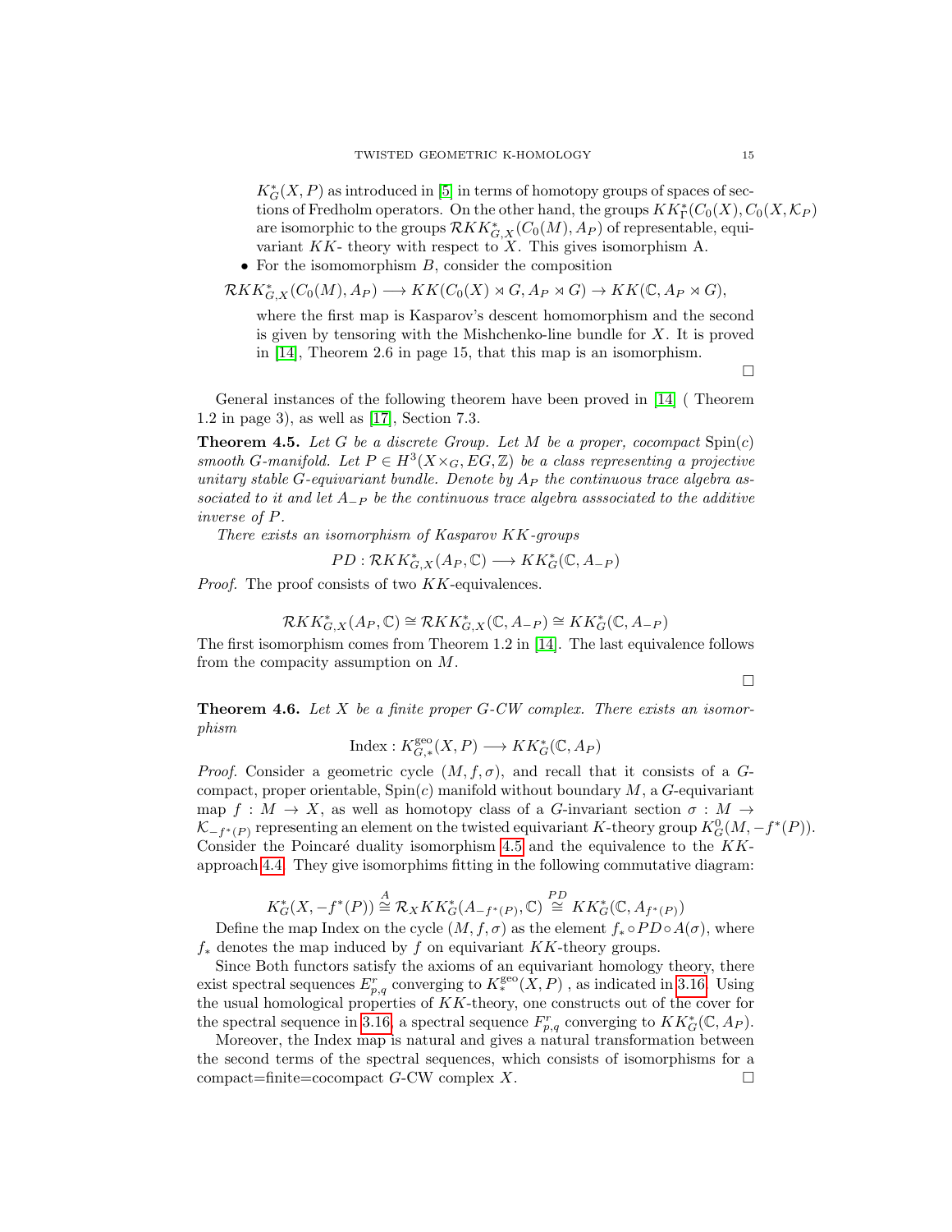$K^*_G(X, P)$ as introduced in [5] in terms of homotopy groups of spaces of sections of Fredholm operators. On the other hand, the groups $KK^*_\Gamma(C_0(X), C_0(X, \mathcal{K}_P)$ are isomorphic to the groups $\mathcal{R}KK^*_{G,X}(C_0(M), A_P)$ of representable, equivariant $KK$- theory with respect to $X$. This gives isomorphism A.

- For the isomomorphism $B$, consider the composition

$$\mathcal{R}KK^*_{G,X}(C_0(M), A_P) \longrightarrow KK(C_0(X) \rtimes G, A_P \rtimes G) \to KK(\mathbb{C}, A_P \rtimes G),$$

  where the first map is Kasparov's descent homomorphism and the second is given by tensoring with the Mishchenko-line bundle for $X$. It is proved in [14], Theorem 2.6 in page 15, that this map is an isomorphism.

□

General instances of the following theorem have been proved in [14] ( Theorem 1.2 in page 3), as well as [17], Section 7.3.

**Theorem 4.5.** *Let $G$ be a discrete Group. Let $M$ be a proper, cocompact* $\mathrm{Spin}(c)$ *smooth $G$-manifold. Let $P \in H^3(X \times_G, EG, \mathbb{Z})$ be a class representing a projective unitary stable $G$-equivariant bundle. Denote by $A_P$ the continuous trace algebra associated to it and let $A_{-P}$ be the continuous trace algebra asssociated to the additive inverse of $P$.*

*There exists an isomorphism of Kasparov $KK$-groups*

$$PD : \mathcal{R}KK^*_{G,X}(A_P, \mathbb{C}) \longrightarrow KK^*_G(\mathbb{C}, A_{-P})$$

*Proof.* The proof consists of two $KK$-equivalences.

$$\mathcal{R}KK^*_{G,X}(A_P, \mathbb{C}) \cong \mathcal{R}KK^*_{G,X}(\mathbb{C}, A_{-P}) \cong KK^*_G(\mathbb{C}, A_{-P})$$

The first isomorphism comes from Theorem 1.2 in [14]. The last equivalence follows from the compacity assumption on $M$.

□

**Theorem 4.6.** *Let $X$ be a finite proper $G$-CW complex. There exists an isomorphism*

$$\mathrm{Index} : K^{\mathrm{geo}}_{G,*}(X, P) \longrightarrow KK^*_G(\mathbb{C}, A_P)$$

*Proof.* Consider a geometric cycle $(M, f, \sigma)$, and recall that it consists of a $G$-compact, proper orientable, $\mathrm{Spin}(c)$ manifold without boundary $M$, a $G$-equivariant map $f : M \to X$, as well as homotopy class of a $G$-invariant section $\sigma : M \to \mathcal{K}_{-f^*(P)}$ representing an element on the twisted equivariant $K$-theory group $K^0_G(M, -f^*(P))$. Consider the Poincaré duality isomorphism 4.5 and the equivalence to the $KK$-approach 4.4. They give isomorphims fitting in the following commutative diagram:

$$K^*_G(X, -f^*(P)) \overset{A}{\cong} \mathcal{R}_X KK^*_G(A_{-f^*(P)}, \mathbb{C}) \overset{PD}{\cong} KK^*_G(\mathbb{C}, A_{f^*(P)})$$

Define the map Index on the cycle $(M, f, \sigma)$ as the element $f_* \circ PD \circ A(\sigma)$, where $f_*$ denotes the map induced by $f$ on equivariant $KK$-theory groups.

Since Both functors satisfy the axioms of an equivariant homology theory, there exist spectral sequences $E^r_{p,q}$ converging to $K^{\mathrm{geo}}_*(X, P)$ , as indicated in 3.16. Using the usual homological properties of $KK$-theory, one constructs out of the cover for the spectral sequence in 3.16, a spectral sequence $F^r_{p,q}$ converging to $KK^*_G(\mathbb{C}, A_P)$.

Moreover, the Index map is natural and gives a natural transformation between the second terms of the spectral sequences, which consists of isomorphisms for a compact=finite=cocompact $G$-CW complex $X$. □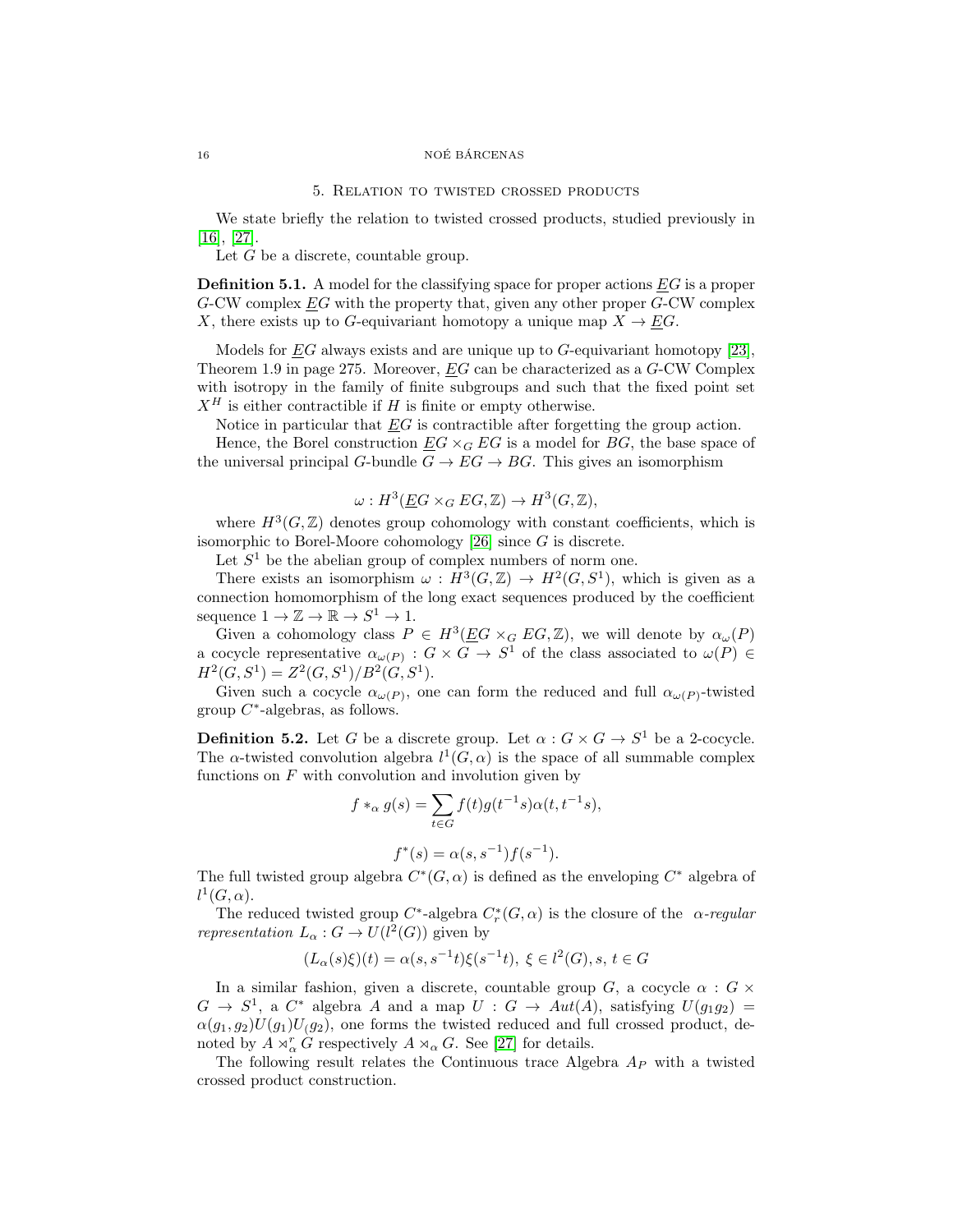## 5. Relation to twisted crossed products

We state briefly the relation to twisted crossed products, studied previously in [16], [27].

Let $G$ be a discrete, countable group.

**Definition 5.1.** A model for the classifying space for proper actions $\underline{E}G$ is a proper $G$-CW complex $\underline{E}G$ with the property that, given any other proper $G$-CW complex $X$, there exists up to $G$-equivariant homotopy a unique map $X \to \underline{E}G$.

Models for $\underline{E}G$ always exists and are unique up to $G$-equivariant homotopy [23], Theorem 1.9 in page 275. Moreover, $\underline{E}G$ can be characterized as a $G$-CW Complex with isotropy in the family of finite subgroups and such that the fixed point set $X^H$ is either contractible if $H$ is finite or empty otherwise.

Notice in particular that $\underline{E}G$ is contractible after forgetting the group action.

Hence, the Borel construction $\underline{E}G \times_G EG$ is a model for $BG$, the base space of the universal principal $G$-bundle $G \to EG \to BG$. This gives an isomorphism

$$\omega : H^3(\underline{E}G \times_G EG, \mathbb{Z}) \to H^3(G, \mathbb{Z}),$$

where $H^3(G, \mathbb{Z})$ denotes group cohomology with constant coefficients, which is isomorphic to Borel-Moore cohomology [26] since $G$ is discrete.

Let $S^1$ be the abelian group of complex numbers of norm one.

There exists an isomorphism $\omega : H^3(G, \mathbb{Z}) \to H^2(G, S^1)$, which is given as a connection homomorphism of the long exact sequences produced by the coefficient sequence $1 \to \mathbb{Z} \to \mathbb{R} \to S^1 \to 1$.

Given a cohomology class $P \in H^3(\underline{E}G \times_G EG, \mathbb{Z})$, we will denote by $\alpha_\omega(P)$ a cocycle representative $\alpha_{\omega(P)} : G \times G \to S^1$ of the class associated to $\omega(P) \in H^2(G, S^1) = Z^2(G, S^1)/B^2(G, S^1)$.

Given such a cocycle $\alpha_{\omega(P)}$, one can form the reduced and full $\alpha_{\omega(P)}$-twisted group $C^*$-algebras, as follows.

**Definition 5.2.** Let $G$ be a discrete group. Let $\alpha : G \times G \to S^1$ be a 2-cocycle. The $\alpha$-twisted convolution algebra $l^1(G, \alpha)$ is the space of all summable complex functions on $F$ with convolution and involution given by

$$f *_\alpha g(s) = \sum_{t \in G} f(t) g(t^{-1}s) \alpha(t, t^{-1}s),$$

$$f^*(s) = \alpha(s, s^{-1}) f(s^{-1}).$$

The full twisted group algebra $C^*(G, \alpha)$ is defined as the enveloping $C^*$ algebra of $l^1(G, \alpha)$.

The reduced twisted group $C^*$-algebra $C^*_r(G, \alpha)$ is the closure of the *$\alpha$-regular representation* $L_\alpha : G \to U(l^2(G))$ given by

$$(L_\alpha(s)\xi)(t) = \alpha(s, s^{-1}t)\xi(s^{-1}t),\ \xi \in l^2(G), s, t \in G$$

In a similar fashion, given a discrete, countable group $G$, a cocycle $\alpha : G \times G \to S^1$, a $C^*$ algebra $A$ and a map $U : G \to Aut(A)$, satisfying $U(g_1 g_2) = \alpha(g_1, g_2) U(g_1) U_(g_2)$, one forms the twisted reduced and full crossed product, denoted by $A \rtimes^r_\alpha G$ respectively $A \rtimes_\alpha G$. See [27] for details.

The following result relates the Continuous trace Algebra $A_P$ with a twisted crossed product construction.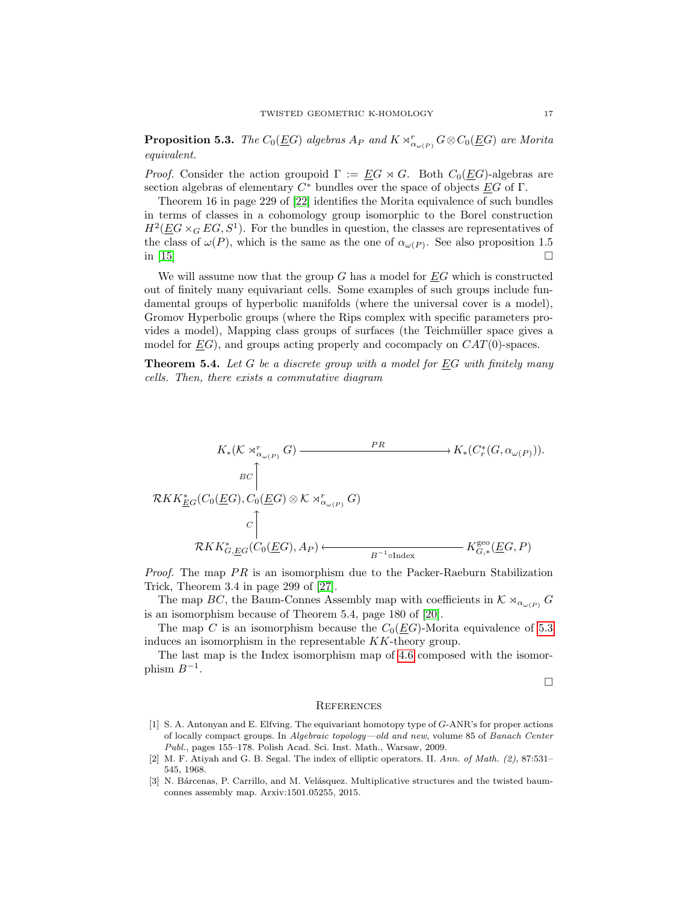**Proposition 5.3.** *The $C_0(\underline{E}G)$ algebras $A_P$ and $K \rtimes^r_{\alpha_{\omega(P)}} G \otimes C_0(\underline{E}G)$ are Morita equivalent.*

*Proof.* Consider the action groupoid $\Gamma := \underline{E}G \rtimes G$. Both $C_0(\underline{E}G)$-algebras are section algebras of elementary $C^*$ bundles over the space of objects $\underline{E}G$ of $\Gamma$.

Theorem 16 in page 229 of [22] identifies the Morita equivalence of such bundles in terms of classes in a cohomology group isomorphic to the Borel construction $H^2(\underline{E}G \times_G EG, S^1)$. For the bundles in question, the classes are representatives of the class of $\omega(P)$, which is the same as the one of $\alpha_{\omega(P)}$. See also proposition 1.5 in [15] $\square$

We will assume now that the group $G$ has a model for $\underline{E}G$ which is constructed out of finitely many equivariant cells. Some examples of such groups include fundamental groups of hyperbolic manifolds (where the universal cover is a model), Gromov Hyperbolic groups (where the Rips complex with specific parameters provides a model), Mapping class groups of surfaces (the Teichmüller space gives a model for $\underline{E}G$), and groups acting properly and cocompacly on $CAT(0)$-spaces.

**Theorem 5.4.** *Let $G$ be a discrete group with a model for $\underline{E}G$ with finitely many cells. Then, there exists a commutative diagram*

$$\begin{array}{ccc}
K_*(\mathcal{K} \rtimes^r_{\alpha_{\omega(P)}} G) & \xrightarrow{\quad PR \quad} & K_*(C^*_r(G, \alpha_{\omega(P)})). \\
\uparrow{\scriptstyle BC} & & \\
\mathcal{R}KK^*_{\underline{E}G}(C_0(\underline{E}G), C_0(\underline{E}G) \otimes \mathcal{K} \rtimes^r_{\alpha_{\omega(P)}} G) & & \\
\uparrow{\scriptstyle C} & & \\
\mathcal{R}KK^*_{G,\underline{E}G}(C_0(\underline{E}G), A_P) & \xleftarrow{\quad B^{-1}\circ \mathrm{Index} \quad} & K^{\mathrm{geo}}_{G,*}(\underline{E}G, P)
\end{array}$$

*Proof.* The map $PR$ is an isomorphism due to the Packer-Raeburn Stabilization Trick, Theorem 3.4 in page 299 of [27].

The map $BC$, the Baum-Connes Assembly map with coefficients in $\mathcal{K} \rtimes_{\alpha_{\omega(P)}} G$ is an isomorphism because of Theorem 5.4, page 180 of [20].

The map $C$ is an isomorphism because the $C_0(\underline{E}G)$-Morita equivalence of 5.3 induces an isomorphism in the representable $KK$-theory group.

The last map is the Index isomorphism map of 4.6 composed with the isomorphism $B^{-1}$.

$\square$

## References

[1] S. A. Antonyan and E. Elfving. The equivariant homotopy type of $G$-ANR's for proper actions of locally compact groups. In *Algebraic topology—old and new*, volume 85 of *Banach Center Publ.*, pages 155–178. Polish Acad. Sci. Inst. Math., Warsaw, 2009.

[2] M. F. Atiyah and G. B. Segal. The index of elliptic operators. II. *Ann. of Math. (2)*, 87:531–545, 1968.

[3] N. Bárcenas, P. Carrillo, and M. Velásquez. Multiplicative structures and the twisted baum-connes assembly map. Arxiv:1501.05255, 2015.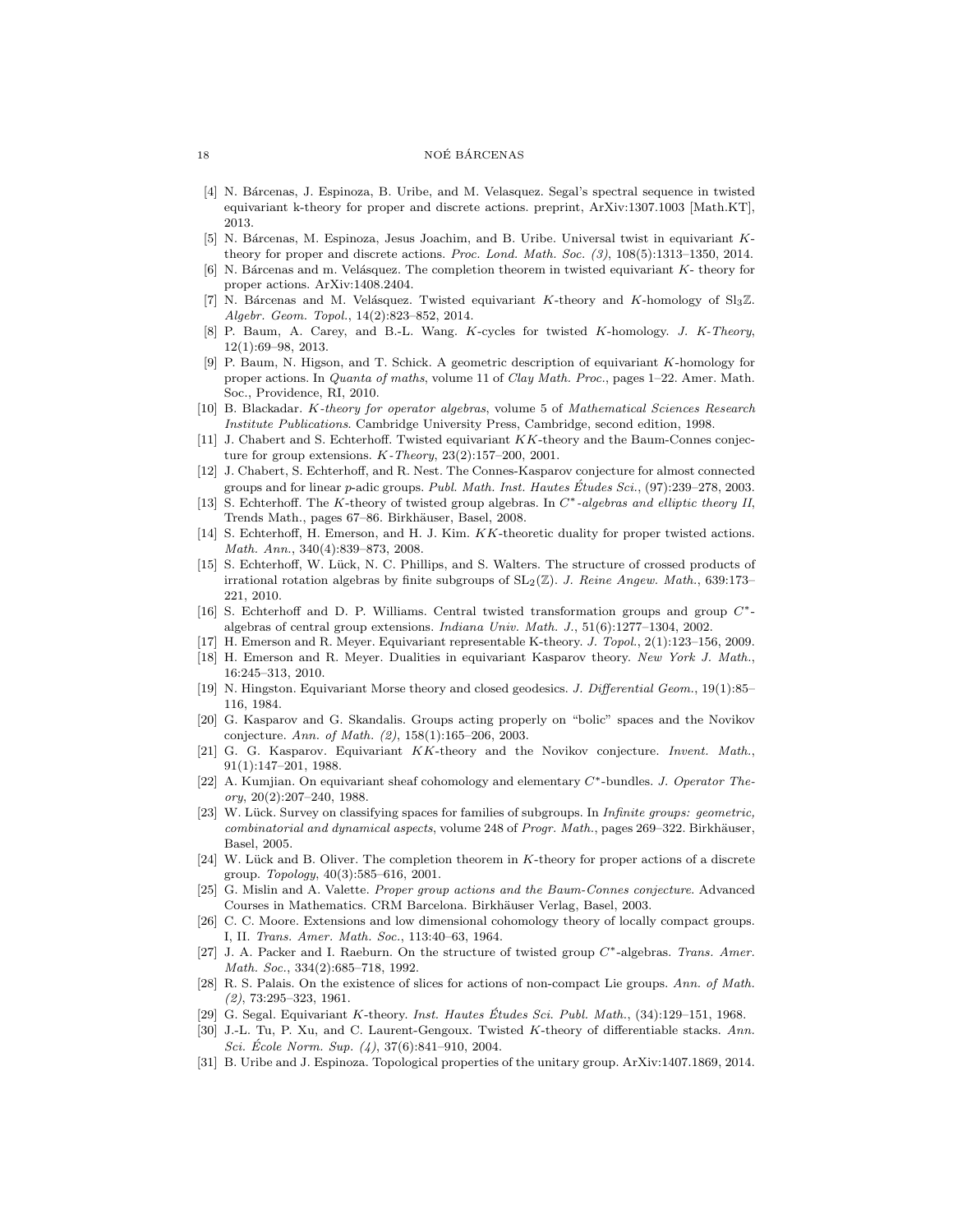[4] N. Bárcenas, J. Espinoza, B. Uribe, and M. Velasquez. Segal's spectral sequence in twisted equivariant k-theory for proper and discrete actions. preprint, ArXiv:1307.1003 [Math.KT], 2013.

[5] N. Bárcenas, M. Espinoza, Jesus Joachim, and B. Uribe. Universal twist in equivariant $K$-theory for proper and discrete actions. *Proc. Lond. Math. Soc. (3)*, 108(5):1313–1350, 2014.

[6] N. Bárcenas and m. Velásquez. The completion theorem in twisted equivariant $K$- theory for proper actions. ArXiv:1408.2404.

[7] N. Bárcenas and M. Velásquez. Twisted equivariant $K$-theory and $K$-homology of $\mathrm{Sl}_3\mathbb{Z}$. *Algebr. Geom. Topol.*, 14(2):823–852, 2014.

[8] P. Baum, A. Carey, and B.-L. Wang. $K$-cycles for twisted $K$-homology. *J. K-Theory*, 12(1):69–98, 2013.

[9] P. Baum, N. Higson, and T. Schick. A geometric description of equivariant $K$-homology for proper actions. In *Quanta of maths*, volume 11 of *Clay Math. Proc.*, pages 1–22. Amer. Math. Soc., Providence, RI, 2010.

[10] B. Blackadar. *$K$-theory for operator algebras*, volume 5 of *Mathematical Sciences Research Institute Publications*. Cambridge University Press, Cambridge, second edition, 1998.

[11] J. Chabert and S. Echterhoff. Twisted equivariant $KK$-theory and the Baum-Connes conjecture for group extensions. *$K$-Theory*, 23(2):157–200, 2001.

[12] J. Chabert, S. Echterhoff, and R. Nest. The Connes-Kasparov conjecture for almost connected groups and for linear $p$-adic groups. *Publ. Math. Inst. Hautes Études Sci.*, (97):239–278, 2003.

[13] S. Echterhoff. The $K$-theory of twisted group algebras. In *$C^*$-algebras and elliptic theory II*, Trends Math., pages 67–86. Birkhäuser, Basel, 2008.

[14] S. Echterhoff, H. Emerson, and H. J. Kim. $KK$-theoretic duality for proper twisted actions. *Math. Ann.*, 340(4):839–873, 2008.

[15] S. Echterhoff, W. Lück, N. C. Phillips, and S. Walters. The structure of crossed products of irrational rotation algebras by finite subgroups of $\mathrm{SL}_2(\mathbb{Z})$. *J. Reine Angew. Math.*, 639:173–221, 2010.

[16] S. Echterhoff and D. P. Williams. Central twisted transformation groups and group $C^*$-algebras of central group extensions. *Indiana Univ. Math. J.*, 51(6):1277–1304, 2002.

[17] H. Emerson and R. Meyer. Equivariant representable K-theory. *J. Topol.*, 2(1):123–156, 2009.

[18] H. Emerson and R. Meyer. Dualities in equivariant Kasparov theory. *New York J. Math.*, 16:245–313, 2010.

[19] N. Hingston. Equivariant Morse theory and closed geodesics. *J. Differential Geom.*, 19(1):85–116, 1984.

[20] G. Kasparov and G. Skandalis. Groups acting properly on "bolic" spaces and the Novikov conjecture. *Ann. of Math. (2)*, 158(1):165–206, 2003.

[21] G. G. Kasparov. Equivariant $KK$-theory and the Novikov conjecture. *Invent. Math.*, 91(1):147–201, 1988.

[22] A. Kumjian. On equivariant sheaf cohomology and elementary $C^*$-bundles. *J. Operator Theory*, 20(2):207–240, 1988.

[23] W. Lück. Survey on classifying spaces for families of subgroups. In *Infinite groups: geometric, combinatorial and dynamical aspects*, volume 248 of *Progr. Math.*, pages 269–322. Birkhäuser, Basel, 2005.

[24] W. Lück and B. Oliver. The completion theorem in $K$-theory for proper actions of a discrete group. *Topology*, 40(3):585–616, 2001.

[25] G. Mislin and A. Valette. *Proper group actions and the Baum-Connes conjecture*. Advanced Courses in Mathematics. CRM Barcelona. Birkhäuser Verlag, Basel, 2003.

[26] C. C. Moore. Extensions and low dimensional cohomology theory of locally compact groups. I, II. *Trans. Amer. Math. Soc.*, 113:40–63, 1964.

[27] J. A. Packer and I. Raeburn. On the structure of twisted group $C^*$-algebras. *Trans. Amer. Math. Soc.*, 334(2):685–718, 1992.

[28] R. S. Palais. On the existence of slices for actions of non-compact Lie groups. *Ann. of Math. (2)*, 73:295–323, 1961.

[29] G. Segal. Equivariant $K$-theory. *Inst. Hautes Études Sci. Publ. Math.*, (34):129–151, 1968.

[30] J.-L. Tu, P. Xu, and C. Laurent-Gengoux. Twisted $K$-theory of differentiable stacks. *Ann. Sci. École Norm. Sup. (4)*, 37(6):841–910, 2004.

[31] B. Uribe and J. Espinoza. Topological properties of the unitary group. ArXiv:1407.1869, 2014.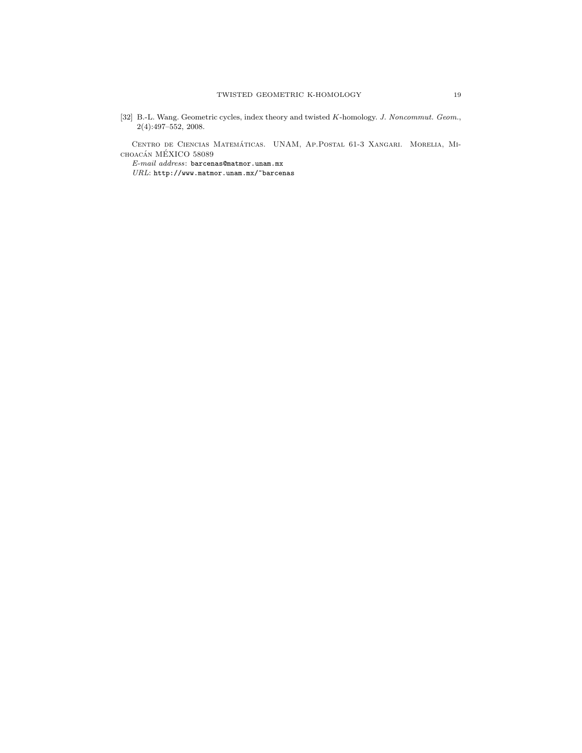[32] B.-L. Wang. Geometric cycles, index theory and twisted $K$-homology. *J. Noncommut. Geom.*, 2(4):497–552, 2008.

Centro de Ciencias Matemáticas. UNAM, Ap.Postal 61-3 Xangari. Morelia, Michoacán MÉXICO 58089

*E-mail address*: `barcenas@matmor.unam.mx`

*URL*: `http://www.matmor.unam.mx/~barcenas`